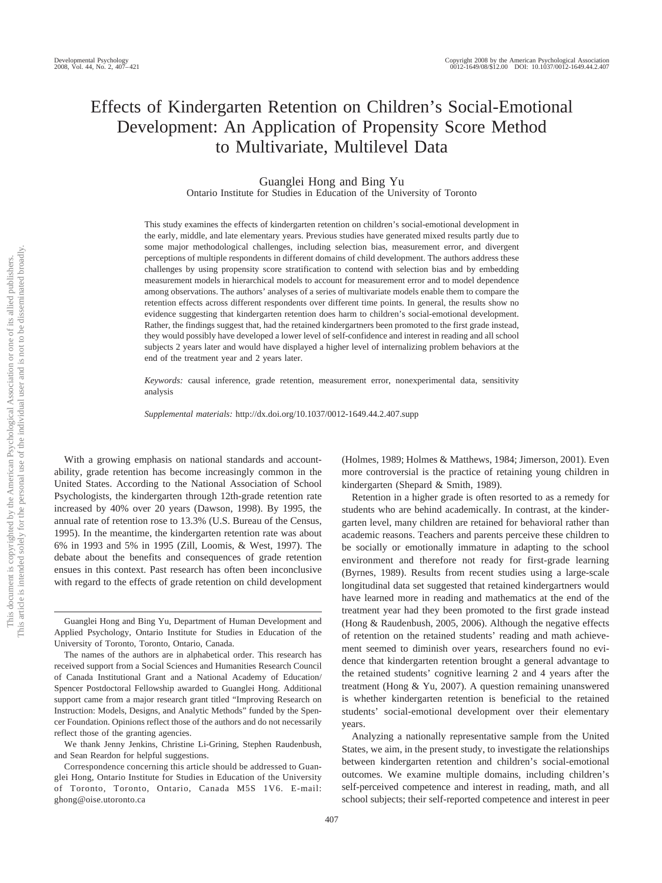# Effects of Kindergarten Retention on Children's Social-Emotional Development: An Application of Propensity Score Method to Multivariate, Multilevel Data

Guanglei Hong and Bing Yu
Ontario Institute for Studies in Education of the University of Toronto

This study examines the effects of kindergarten retention on children's social-emotional development in the early, middle, and late elementary years. Previous studies have generated mixed results partly due to some major methodological challenges, including selection bias, measurement error, and divergent perceptions of multiple respondents in different domains of child development. The authors address these challenges by using propensity score stratification to contend with selection bias and by embedding measurement models in hierarchical models to account for measurement error and to model dependence among observations. The authors' analyses of a series of multivariate models enable them to compare the retention effects across different respondents over different time points. In general, the results show no evidence suggesting that kindergarten retention does harm to children's social-emotional development. Rather, the findings suggest that, had the retained kindergartners been promoted to the first grade instead, they would possibly have developed a lower level of self-confidence and interest in reading and all school subjects 2 years later and would have displayed a higher level of internalizing problem behaviors at the end of the treatment year and 2 years later.

*Keywords:* causal inference, grade retention, measurement error, nonexperimental data, sensitivity analysis

*Supplemental materials:* http://dx.doi.org/10.1037/0012-1649.44.2.407.supp

With a growing emphasis on national standards and accountability, grade retention has become increasingly common in the United States. According to the National Association of School Psychologists, the kindergarten through 12th-grade retention rate increased by 40% over 20 years (Dawson, 1998). By 1995, the annual rate of retention rose to 13.3% (U.S. Bureau of the Census, 1995). In the meantime, the kindergarten retention rate was about 6% in 1993 and 5% in 1995 (Zill, Loomis, & West, 1997). The debate about the benefits and consequences of grade retention ensues in this context. Past research has often been inconclusive with regard to the effects of grade retention on child development (Holmes, 1989; Holmes & Matthews, 1984; Jimerson, 2001). Even more controversial is the practice of retaining young children in kindergarten (Shepard & Smith, 1989).

Retention in a higher grade is often resorted to as a remedy for students who are behind academically. In contrast, at the kindergarten level, many children are retained for behavioral rather than academic reasons. Teachers and parents perceive these children to be socially or emotionally immature in adapting to the school environment and therefore not ready for first-grade learning (Byrnes, 1989). Results from recent studies using a large-scale longitudinal data set suggested that retained kindergartners would have learned more in reading and mathematics at the end of the treatment year had they been promoted to the first grade instead (Hong & Raudenbush, 2005, 2006). Although the negative effects of retention on the retained students' reading and math achievement seemed to diminish over years, researchers found no evidence that kindergarten retention brought a general advantage to the retained students' cognitive learning 2 and 4 years after the treatment (Hong & Yu, 2007). A question remaining unanswered is whether kindergarten retention is beneficial to the retained students' social-emotional development over their elementary years.

Analyzing a nationally representative sample from the United States, we aim, in the present study, to investigate the relationships between kindergarten retention and children's social-emotional outcomes. We examine multiple domains, including children's self-perceived competence and interest in reading, math, and all school subjects; their self-reported competence and interest in peer

---

Guanglei Hong and Bing Yu, Department of Human Development and Applied Psychology, Ontario Institute for Studies in Education of the University of Toronto, Toronto, Ontario, Canada.

The names of the authors are in alphabetical order. This research has received support from a Social Sciences and Humanities Research Council of Canada Institutional Grant and a National Academy of Education/Spencer Postdoctoral Fellowship awarded to Guanglei Hong. Additional support came from a major research grant titled "Improving Research on Instruction: Models, Designs, and Analytic Methods" funded by the Spencer Foundation. Opinions reflect those of the authors and do not necessarily reflect those of the granting agencies.

We thank Jenny Jenkins, Christine Li-Grining, Stephen Raudenbush, and Sean Reardon for helpful suggestions.

Correspondence concerning this article should be addressed to Guanglei Hong, Ontario Institute for Studies in Education of the University of Toronto, Toronto, Ontario, Canada M5S 1V6. E-mail: ghong@oise.utoronto.ca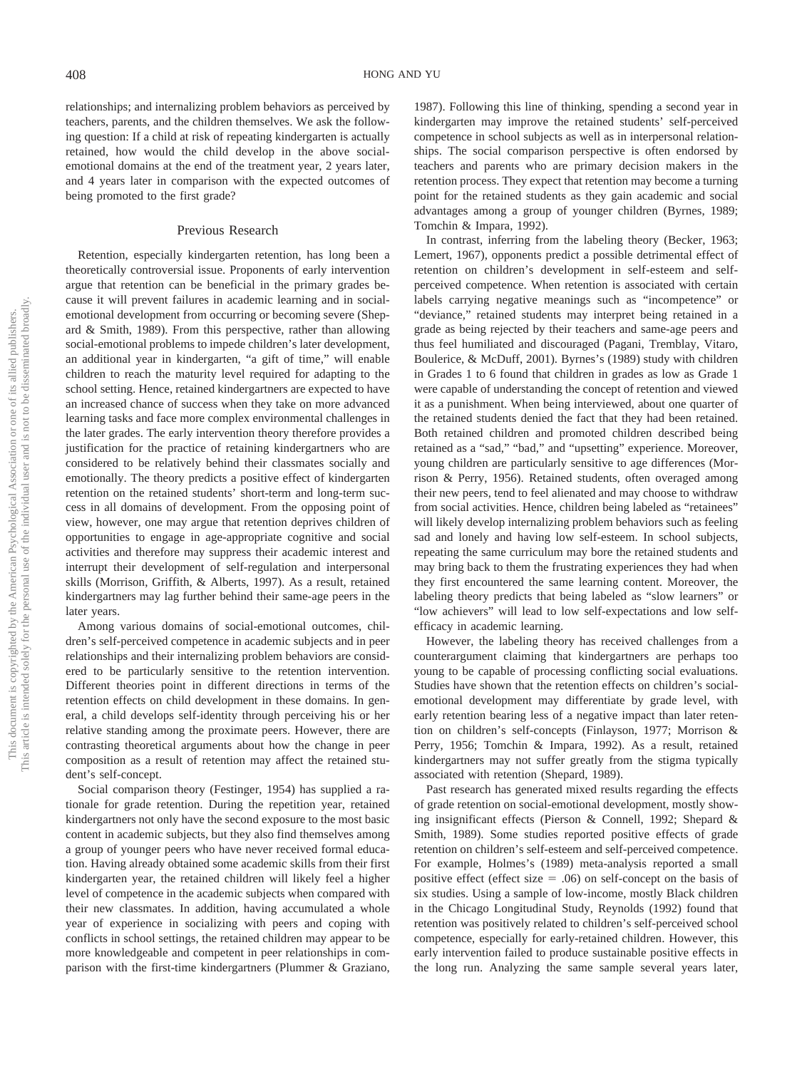relationships; and internalizing problem behaviors as perceived by teachers, parents, and the children themselves. We ask the following question: If a child at risk of repeating kindergarten is actually retained, how would the child develop in the above social-emotional domains at the end of the treatment year, 2 years later, and 4 years later in comparison with the expected outcomes of being promoted to the first grade?

## Previous Research

Retention, especially kindergarten retention, has long been a theoretically controversial issue. Proponents of early intervention argue that retention can be beneficial in the primary grades because it will prevent failures in academic learning and in social-emotional development from occurring or becoming severe (Shepard & Smith, 1989). From this perspective, rather than allowing social-emotional problems to impede children's later development, an additional year in kindergarten, "a gift of time," will enable children to reach the maturity level required for adapting to the school setting. Hence, retained kindergartners are expected to have an increased chance of success when they take on more advanced learning tasks and face more complex environmental challenges in the later grades. The early intervention theory therefore provides a justification for the practice of retaining kindergartners who are considered to be relatively behind their classmates socially and emotionally. The theory predicts a positive effect of kindergarten retention on the retained students' short-term and long-term success in all domains of development. From the opposing point of view, however, one may argue that retention deprives children of opportunities to engage in age-appropriate cognitive and social activities and therefore may suppress their academic interest and interrupt their development of self-regulation and interpersonal skills (Morrison, Griffith, & Alberts, 1997). As a result, retained kindergartners may lag further behind their same-age peers in the later years.

Among various domains of social-emotional outcomes, children's self-perceived competence in academic subjects and in peer relationships and their internalizing problem behaviors are considered to be particularly sensitive to the retention intervention. Different theories point in different directions in terms of the retention effects on child development in these domains. In general, a child develops self-identity through perceiving his or her relative standing among the proximate peers. However, there are contrasting theoretical arguments about how the change in peer composition as a result of retention may affect the retained student's self-concept.

Social comparison theory (Festinger, 1954) has supplied a rationale for grade retention. During the repetition year, retained kindergartners not only have the second exposure to the most basic content in academic subjects, but they also find themselves among a group of younger peers who have never received formal education. Having already obtained some academic skills from their first kindergarten year, the retained children will likely feel a higher level of competence in the academic subjects when compared with their new classmates. In addition, having accumulated a whole year of experience in socializing with peers and coping with conflicts in school settings, the retained children may appear to be more knowledgeable and competent in peer relationships in comparison with the first-time kindergartners (Plummer & Graziano, 1987). Following this line of thinking, spending a second year in kindergarten may improve the retained students' self-perceived competence in school subjects as well as in interpersonal relationships. The social comparison perspective is often endorsed by teachers and parents who are primary decision makers in the retention process. They expect that retention may become a turning point for the retained students as they gain academic and social advantages among a group of younger children (Byrnes, 1989; Tomchin & Impara, 1992).

In contrast, inferring from the labeling theory (Becker, 1963; Lemert, 1967), opponents predict a possible detrimental effect of retention on children's development in self-esteem and self-perceived competence. When retention is associated with certain labels carrying negative meanings such as "incompetence" or "deviance," retained students may interpret being retained in a grade as being rejected by their teachers and same-age peers and thus feel humiliated and discouraged (Pagani, Tremblay, Vitaro, Boulerice, & McDuff, 2001). Byrnes's (1989) study with children in Grades 1 to 6 found that children in grades as low as Grade 1 were capable of understanding the concept of retention and viewed it as a punishment. When being interviewed, about one quarter of the retained students denied the fact that they had been retained. Both retained children and promoted children described being retained as a "sad," "bad," and "upsetting" experience. Moreover, young children are particularly sensitive to age differences (Morrison & Perry, 1956). Retained students, often overaged among their new peers, tend to feel alienated and may choose to withdraw from social activities. Hence, children being labeled as "retainees" will likely develop internalizing problem behaviors such as feeling sad and lonely and having low self-esteem. In school subjects, repeating the same curriculum may bore the retained students and may bring back to them the frustrating experiences they had when they first encountered the same learning content. Moreover, the labeling theory predicts that being labeled as "slow learners" or "low achievers" will lead to low self-expectations and low self-efficacy in academic learning.

However, the labeling theory has received challenges from a counterargument claiming that kindergartners are perhaps too young to be capable of processing conflicting social evaluations. Studies have shown that the retention effects on children's social-emotional development may differentiate by grade level, with early retention bearing less of a negative impact than later retention on children's self-concepts (Finlayson, 1977; Morrison & Perry, 1956; Tomchin & Impara, 1992). As a result, retained kindergartners may not suffer greatly from the stigma typically associated with retention (Shepard, 1989).

Past research has generated mixed results regarding the effects of grade retention on social-emotional development, mostly showing insignificant effects (Pierson & Connell, 1992; Shepard & Smith, 1989). Some studies reported positive effects of grade retention on children's self-esteem and self-perceived competence. For example, Holmes's (1989) meta-analysis reported a small positive effect (effect size = .06) on self-concept on the basis of six studies. Using a sample of low-income, mostly Black children in the Chicago Longitudinal Study, Reynolds (1992) found that retention was positively related to children's self-perceived school competence, especially for early-retained children. However, this early intervention failed to produce sustainable positive effects in the long run. Analyzing the same sample several years later,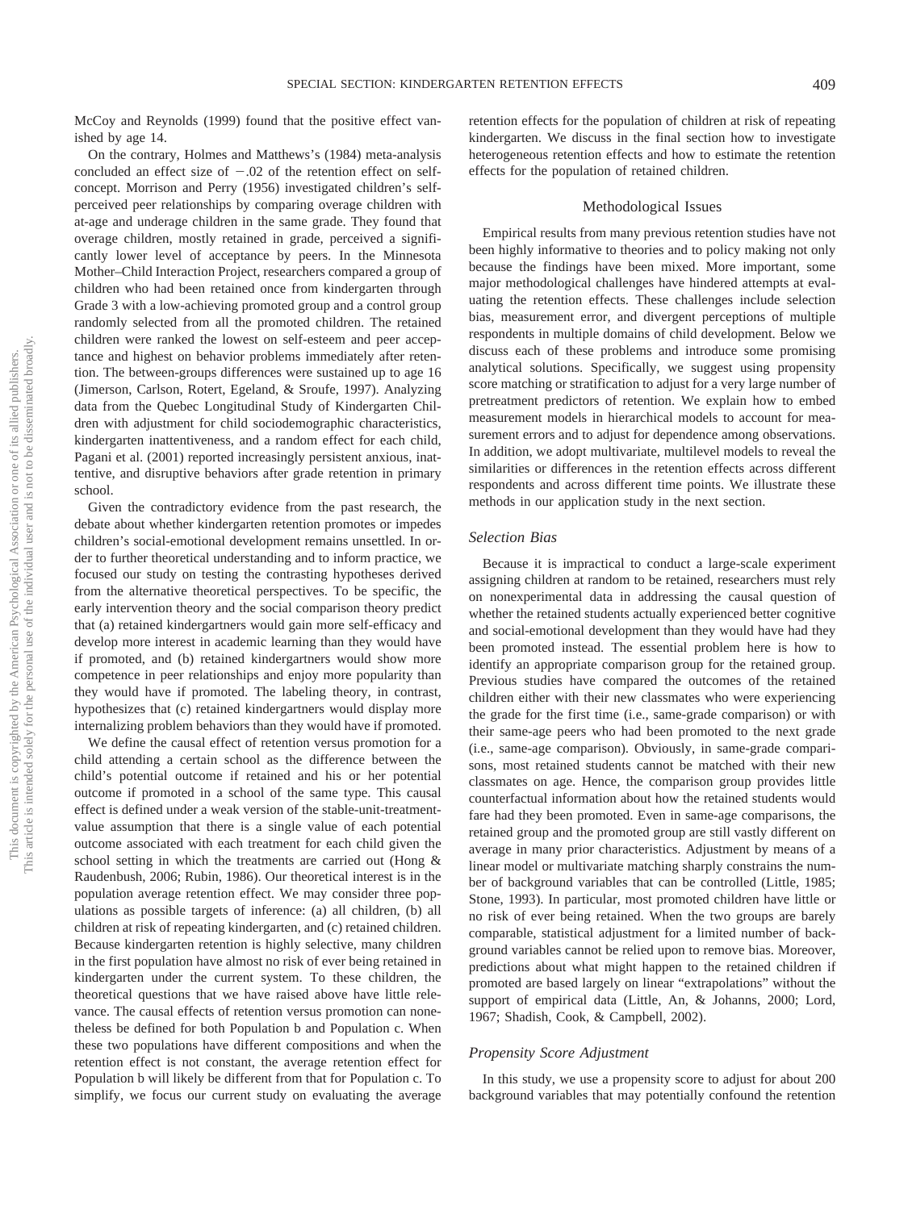McCoy and Reynolds (1999) found that the positive effect vanished by age 14.

On the contrary, Holmes and Matthews's (1984) meta-analysis concluded an effect size of −.02 of the retention effect on self-concept. Morrison and Perry (1956) investigated children's self-perceived peer relationships by comparing overage children with at-age and underage children in the same grade. They found that overage children, mostly retained in grade, perceived a significantly lower level of acceptance by peers. In the Minnesota Mother–Child Interaction Project, researchers compared a group of children who had been retained once from kindergarten through Grade 3 with a low-achieving promoted group and a control group randomly selected from all the promoted children. The retained children were ranked the lowest on self-esteem and peer acceptance and highest on behavior problems immediately after retention. The between-groups differences were sustained up to age 16 (Jimerson, Carlson, Rotert, Egeland, & Sroufe, 1997). Analyzing data from the Quebec Longitudinal Study of Kindergarten Children with adjustment for child sociodemographic characteristics, kindergarten inattentiveness, and a random effect for each child, Pagani et al. (2001) reported increasingly persistent anxious, inattentive, and disruptive behaviors after grade retention in primary school.

Given the contradictory evidence from the past research, the debate about whether kindergarten retention promotes or impedes children's social-emotional development remains unsettled. In order to further theoretical understanding and to inform practice, we focused our study on testing the contrasting hypotheses derived from the alternative theoretical perspectives. To be specific, the early intervention theory and the social comparison theory predict that (a) retained kindergartners would gain more self-efficacy and develop more interest in academic learning than they would have if promoted, and (b) retained kindergartners would show more competence in peer relationships and enjoy more popularity than they would have if promoted. The labeling theory, in contrast, hypothesizes that (c) retained kindergartners would display more internalizing problem behaviors than they would have if promoted.

We define the causal effect of retention versus promotion for a child attending a certain school as the difference between the child's potential outcome if retained and his or her potential outcome if promoted in a school of the same type. This causal effect is defined under a weak version of the stable-unit-treatment-value assumption that there is a single value of each potential outcome associated with each treatment for each child given the school setting in which the treatments are carried out (Hong & Raudenbush, 2006; Rubin, 1986). Our theoretical interest is in the population average retention effect. We may consider three populations as possible targets of inference: (a) all children, (b) all children at risk of repeating kindergarten, and (c) retained children. Because kindergarten retention is highly selective, many children in the first population have almost no risk of ever being retained in kindergarten under the current system. To these children, the theoretical questions that we have raised above have little relevance. The causal effects of retention versus promotion can nonetheless be defined for both Population b and Population c. When these two populations have different compositions and when the retention effect is not constant, the average retention effect for Population b will likely be different from that for Population c. To simplify, we focus our current study on evaluating the average retention effects for the population of children at risk of repeating kindergarten. We discuss in the final section how to investigate heterogeneous retention effects and how to estimate the retention effects for the population of retained children.

## Methodological Issues

Empirical results from many previous retention studies have not been highly informative to theories and to policy making not only because the findings have been mixed. More important, some major methodological challenges have hindered attempts at evaluating the retention effects. These challenges include selection bias, measurement error, and divergent perceptions of multiple respondents in multiple domains of child development. Below we discuss each of these problems and introduce some promising analytical solutions. Specifically, we suggest using propensity score matching or stratification to adjust for a very large number of pretreatment predictors of retention. We explain how to embed measurement models in hierarchical models to account for measurement errors and to adjust for dependence among observations. In addition, we adopt multivariate, multilevel models to reveal the similarities or differences in the retention effects across different respondents and across different time points. We illustrate these methods in our application study in the next section.

### *Selection Bias*

Because it is impractical to conduct a large-scale experiment assigning children at random to be retained, researchers must rely on nonexperimental data in addressing the causal question of whether the retained students actually experienced better cognitive and social-emotional development than they would have had they been promoted instead. The essential problem here is how to identify an appropriate comparison group for the retained group. Previous studies have compared the outcomes of the retained children either with their new classmates who were experiencing the grade for the first time (i.e., same-grade comparison) or with their same-age peers who had been promoted to the next grade (i.e., same-age comparison). Obviously, in same-grade comparisons, most retained students cannot be matched with their new classmates on age. Hence, the comparison group provides little counterfactual information about how the retained students would fare had they been promoted. Even in same-age comparisons, the retained group and the promoted group are still vastly different on average in many prior characteristics. Adjustment by means of a linear model or multivariate matching sharply constrains the number of background variables that can be controlled (Little, 1985; Stone, 1993). In particular, most promoted children have little or no risk of ever being retained. When the two groups are barely comparable, statistical adjustment for a limited number of background variables cannot be relied upon to remove bias. Moreover, predictions about what might happen to the retained children if promoted are based largely on linear "extrapolations" without the support of empirical data (Little, An, & Johanns, 2000; Lord, 1967; Shadish, Cook, & Campbell, 2002).

### *Propensity Score Adjustment*

In this study, we use a propensity score to adjust for about 200 background variables that may potentially confound the retention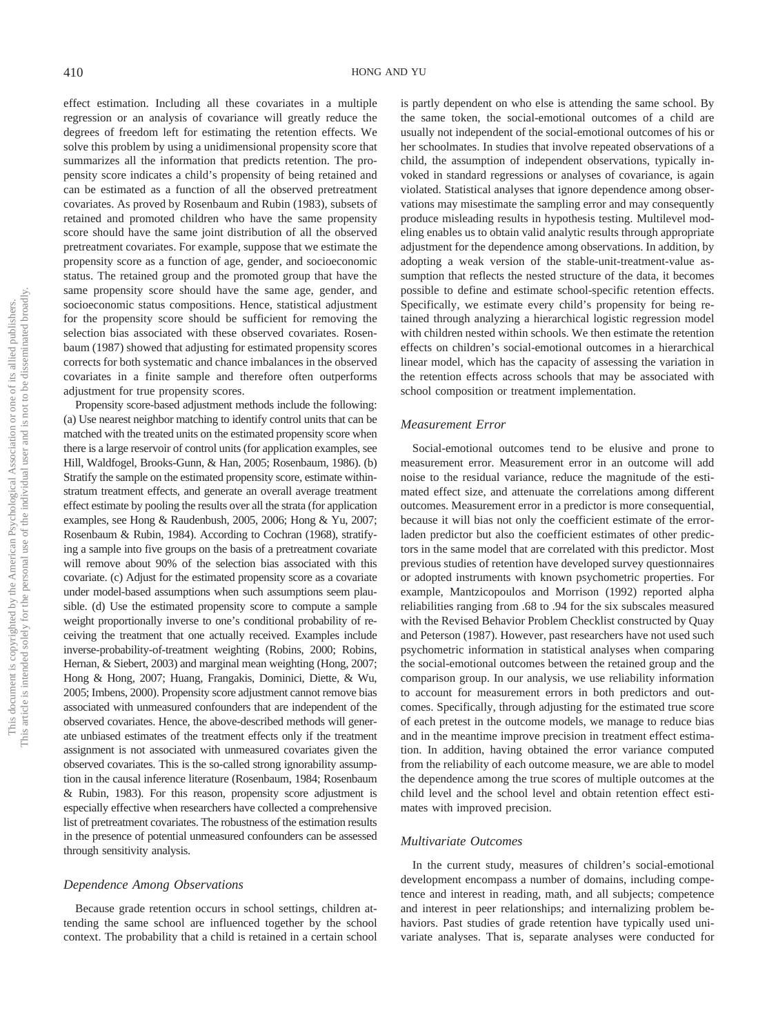effect estimation. Including all these covariates in a multiple regression or an analysis of covariance will greatly reduce the degrees of freedom left for estimating the retention effects. We solve this problem by using a unidimensional propensity score that summarizes all the information that predicts retention. The propensity score indicates a child's propensity of being retained and can be estimated as a function of all the observed pretreatment covariates. As proved by Rosenbaum and Rubin (1983), subsets of retained and promoted children who have the same propensity score should have the same joint distribution of all the observed pretreatment covariates. For example, suppose that we estimate the propensity score as a function of age, gender, and socioeconomic status. The retained group and the promoted group that have the same propensity score should have the same age, gender, and socioeconomic status compositions. Hence, statistical adjustment for the propensity score should be sufficient for removing the selection bias associated with these observed covariates. Rosenbaum (1987) showed that adjusting for estimated propensity scores corrects for both systematic and chance imbalances in the observed covariates in a finite sample and therefore often outperforms adjustment for true propensity scores.

Propensity score-based adjustment methods include the following: (a) Use nearest neighbor matching to identify control units that can be matched with the treated units on the estimated propensity score when there is a large reservoir of control units (for application examples, see Hill, Waldfogel, Brooks-Gunn, & Han, 2005; Rosenbaum, 1986). (b) Stratify the sample on the estimated propensity score, estimate within-stratum treatment effects, and generate an overall average treatment effect estimate by pooling the results over all the strata (for application examples, see Hong & Raudenbush, 2005, 2006; Hong & Yu, 2007; Rosenbaum & Rubin, 1984). According to Cochran (1968), stratifying a sample into five groups on the basis of a pretreatment covariate will remove about 90% of the selection bias associated with this covariate. (c) Adjust for the estimated propensity score as a covariate under model-based assumptions when such assumptions seem plausible. (d) Use the estimated propensity score to compute a sample weight proportionally inverse to one's conditional probability of receiving the treatment that one actually received. Examples include inverse-probability-of-treatment weighting (Robins, 2000; Robins, Hernan, & Siebert, 2003) and marginal mean weighting (Hong, 2007; Hong & Hong, 2007; Huang, Frangakis, Dominici, Diette, & Wu, 2005; Imbens, 2000). Propensity score adjustment cannot remove bias associated with unmeasured confounders that are independent of the observed covariates. Hence, the above-described methods will generate unbiased estimates of the treatment effects only if the treatment assignment is not associated with unmeasured covariates given the observed covariates. This is the so-called strong ignorability assumption in the causal inference literature (Rosenbaum, 1984; Rosenbaum & Rubin, 1983). For this reason, propensity score adjustment is especially effective when researchers have collected a comprehensive list of pretreatment covariates. The robustness of the estimation results in the presence of potential unmeasured confounders can be assessed through sensitivity analysis.

### *Dependence Among Observations*

Because grade retention occurs in school settings, children attending the same school are influenced together by the school context. The probability that a child is retained in a certain school is partly dependent on who else is attending the same school. By the same token, the social-emotional outcomes of a child are usually not independent of the social-emotional outcomes of his or her schoolmates. In studies that involve repeated observations of a child, the assumption of independent observations, typically invoked in standard regressions or analyses of covariance, is again violated. Statistical analyses that ignore dependence among observations may misestimate the sampling error and may consequently produce misleading results in hypothesis testing. Multilevel modeling enables us to obtain valid analytic results through appropriate adjustment for the dependence among observations. In addition, by adopting a weak version of the stable-unit-treatment-value assumption that reflects the nested structure of the data, it becomes possible to define and estimate school-specific retention effects. Specifically, we estimate every child's propensity for being retained through analyzing a hierarchical logistic regression model with children nested within schools. We then estimate the retention effects on children's social-emotional outcomes in a hierarchical linear model, which has the capacity of assessing the variation in the retention effects across schools that may be associated with school composition or treatment implementation.

### *Measurement Error*

Social-emotional outcomes tend to be elusive and prone to measurement error. Measurement error in an outcome will add noise to the residual variance, reduce the magnitude of the estimated effect size, and attenuate the correlations among different outcomes. Measurement error in a predictor is more consequential, because it will bias not only the coefficient estimate of the error-laden predictor but also the coefficient estimates of other predictors in the same model that are correlated with this predictor. Most previous studies of retention have developed survey questionnaires or adopted instruments with known psychometric properties. For example, Mantzicopoulos and Morrison (1992) reported alpha reliabilities ranging from .68 to .94 for the six subscales measured with the Revised Behavior Problem Checklist constructed by Quay and Peterson (1987). However, past researchers have not used such psychometric information in statistical analyses when comparing the social-emotional outcomes between the retained group and the comparison group. In our analysis, we use reliability information to account for measurement errors in both predictors and outcomes. Specifically, through adjusting for the estimated true score of each pretest in the outcome models, we manage to reduce bias and in the meantime improve precision in treatment effect estimation. In addition, having obtained the error variance computed from the reliability of each outcome measure, we are able to model the dependence among the true scores of multiple outcomes at the child level and the school level and obtain retention effect estimates with improved precision.

### *Multivariate Outcomes*

In the current study, measures of children's social-emotional development encompass a number of domains, including competence and interest in reading, math, and all subjects; competence and interest in peer relationships; and internalizing problem behaviors. Past studies of grade retention have typically used univariate analyses. That is, separate analyses were conducted for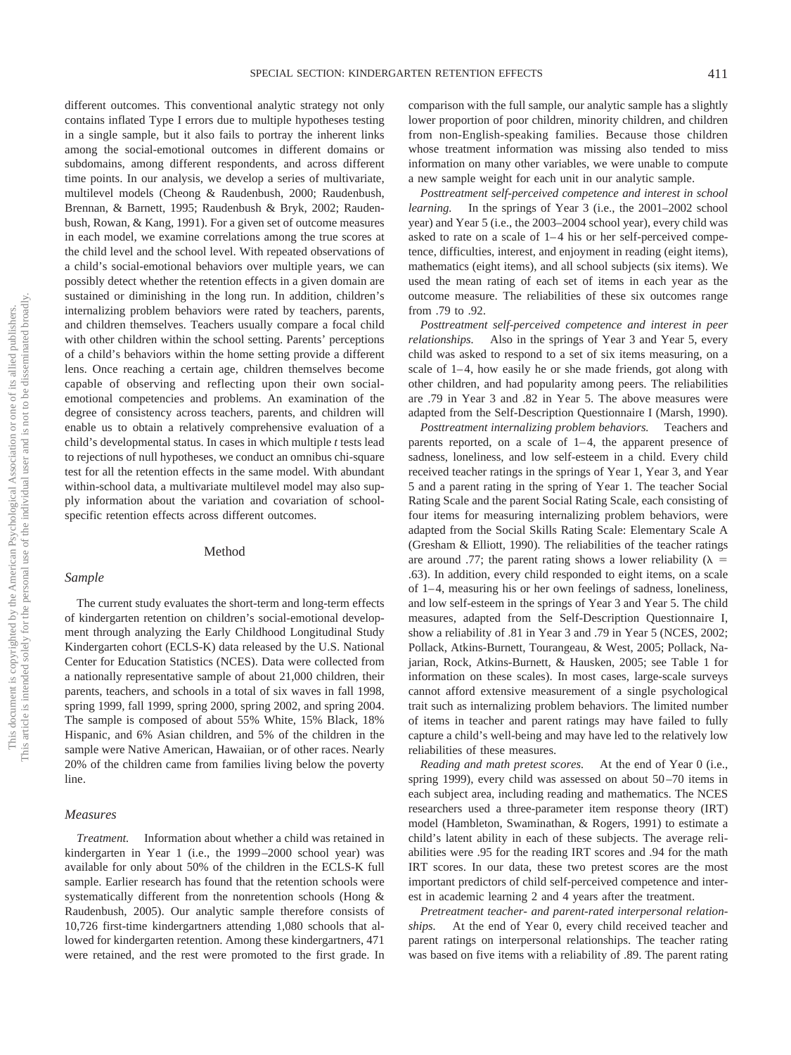different outcomes. This conventional analytic strategy not only contains inflated Type I errors due to multiple hypotheses testing in a single sample, but it also fails to portray the inherent links among the social-emotional outcomes in different domains or subdomains, among different respondents, and across different time points. In our analysis, we develop a series of multivariate, multilevel models (Cheong & Raudenbush, 2000; Raudenbush, Brennan, & Barnett, 1995; Raudenbush & Bryk, 2002; Raudenbush, Rowan, & Kang, 1991). For a given set of outcome measures in each model, we examine correlations among the true scores at the child level and the school level. With repeated observations of a child's social-emotional behaviors over multiple years, we can possibly detect whether the retention effects in a given domain are sustained or diminishing in the long run. In addition, children's internalizing problem behaviors were rated by teachers, parents, and children themselves. Teachers usually compare a focal child with other children within the school setting. Parents' perceptions of a child's behaviors within the home setting provide a different lens. Once reaching a certain age, children themselves become capable of observing and reflecting upon their own social-emotional competencies and problems. An examination of the degree of consistency across teachers, parents, and children will enable us to obtain a relatively comprehensive evaluation of a child's developmental status. In cases in which multiple *t* tests lead to rejections of null hypotheses, we conduct an omnibus chi-square test for all the retention effects in the same model. With abundant within-school data, a multivariate multilevel model may also supply information about the variation and covariation of school-specific retention effects across different outcomes.

## Method

### Sample

The current study evaluates the short-term and long-term effects of kindergarten retention on children's social-emotional development through analyzing the Early Childhood Longitudinal Study Kindergarten cohort (ECLS-K) data released by the U.S. National Center for Education Statistics (NCES). Data were collected from a nationally representative sample of about 21,000 children, their parents, teachers, and schools in a total of six waves in fall 1998, spring 1999, fall 1999, spring 2000, spring 2002, and spring 2004. The sample is composed of about 55% White, 15% Black, 18% Hispanic, and 6% Asian children, and 5% of the children in the sample were Native American, Hawaiian, or of other races. Nearly 20% of the children came from families living below the poverty line.

### Measures

*Treatment.* Information about whether a child was retained in kindergarten in Year 1 (i.e., the 1999–2000 school year) was available for only about 50% of the children in the ECLS-K full sample. Earlier research has found that the retention schools were systematically different from the nonretention schools (Hong & Raudenbush, 2005). Our analytic sample therefore consists of 10,726 first-time kindergartners attending 1,080 schools that allowed for kindergarten retention. Among these kindergartners, 471 were retained, and the rest were promoted to the first grade. In comparison with the full sample, our analytic sample has a slightly lower proportion of poor children, minority children, and children from non-English-speaking families. Because those children whose treatment information was missing also tended to miss information on many other variables, we were unable to compute a new sample weight for each unit in our analytic sample.

*Posttreatment self-perceived competence and interest in school learning.* In the springs of Year 3 (i.e., the 2001–2002 school year) and Year 5 (i.e., the 2003–2004 school year), every child was asked to rate on a scale of 1–4 his or her self-perceived competence, difficulties, interest, and enjoyment in reading (eight items), mathematics (eight items), and all school subjects (six items). We used the mean rating of each set of items in each year as the outcome measure. The reliabilities of these six outcomes range from .79 to .92.

*Posttreatment self-perceived competence and interest in peer relationships.* Also in the springs of Year 3 and Year 5, every child was asked to respond to a set of six items measuring, on a scale of 1–4, how easily he or she made friends, got along with other children, and had popularity among peers. The reliabilities are .79 in Year 3 and .82 in Year 5. The above measures were adapted from the Self-Description Questionnaire I (Marsh, 1990).

*Posttreatment internalizing problem behaviors.* Teachers and parents reported, on a scale of 1–4, the apparent presence of sadness, loneliness, and low self-esteem in a child. Every child received teacher ratings in the springs of Year 1, Year 3, and Year 5 and a parent rating in the spring of Year 1. The teacher Social Rating Scale and the parent Social Rating Scale, each consisting of four items for measuring internalizing problem behaviors, were adapted from the Social Skills Rating Scale: Elementary Scale A (Gresham & Elliott, 1990). The reliabilities of the teacher ratings are around .77; the parent rating shows a lower reliability ($\lambda$ = .63). In addition, every child responded to eight items, on a scale of 1–4, measuring his or her own feelings of sadness, loneliness, and low self-esteem in the springs of Year 3 and Year 5. The child measures, adapted from the Self-Description Questionnaire I, show a reliability of .81 in Year 3 and .79 in Year 5 (NCES, 2002; Pollack, Atkins-Burnett, Tourangeau, & West, 2005; Pollack, Najarian, Rock, Atkins-Burnett, & Hausken, 2005; see Table 1 for information on these scales). In most cases, large-scale surveys cannot afford extensive measurement of a single psychological trait such as internalizing problem behaviors. The limited number of items in teacher and parent ratings may have failed to fully capture a child's well-being and may have led to the relatively low reliabilities of these measures.

*Reading and math pretest scores.* At the end of Year 0 (i.e., spring 1999), every child was assessed on about 50–70 items in each subject area, including reading and mathematics. The NCES researchers used a three-parameter item response theory (IRT) model (Hambleton, Swaminathan, & Rogers, 1991) to estimate a child's latent ability in each of these subjects. The average reliabilities were .95 for the reading IRT scores and .94 for the math IRT scores. In our data, these two pretest scores are the most important predictors of child self-perceived competence and interest in academic learning 2 and 4 years after the treatment.

*Pretreatment teacher- and parent-rated interpersonal relationships.* At the end of Year 0, every child received teacher and parent ratings on interpersonal relationships. The teacher rating was based on five items with a reliability of .89. The parent rating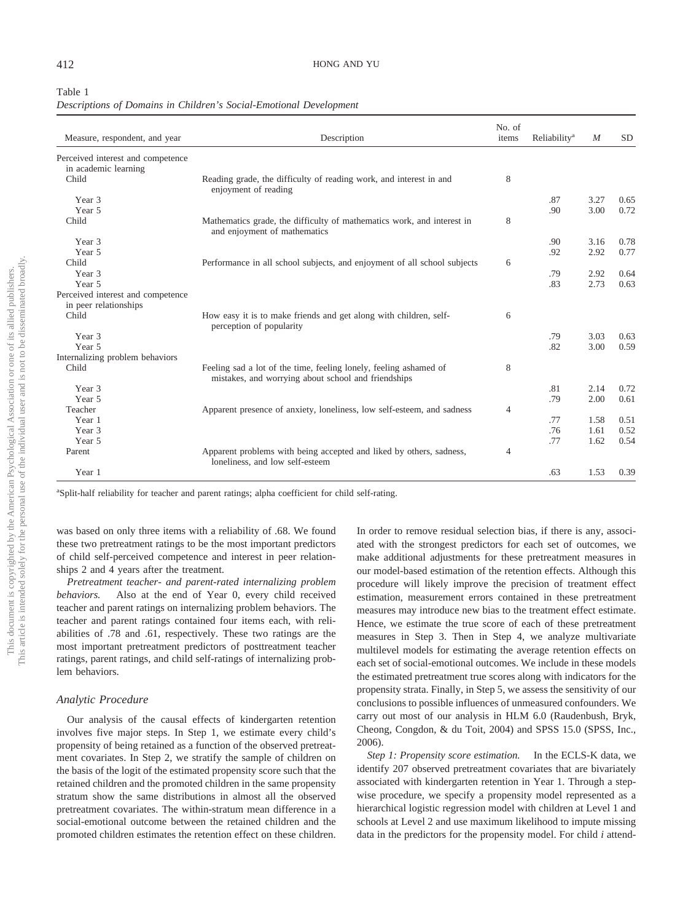Table 1
*Descriptions of Domains in Children's Social-Emotional Development*

| Measure, respondent, and year | Description | No. of items | Reliability[a] | *M* | SD |
|---|---|---|---|---|---|
| Perceived interest and competence in academic learning | | | | | |
| Child | Reading grade, the difficulty of reading work, and interest in and enjoyment of reading | 8 | | | |
| Year 3 | | | .87 | 3.27 | 0.65 |
| Year 5 | | | .90 | 3.00 | 0.72 |
| Child | Mathematics grade, the difficulty of mathematics work, and interest in and enjoyment of mathematics | 8 | | | |
| Year 3 | | | .90 | 3.16 | 0.78 |
| Year 5 | | | .92 | 2.92 | 0.77 |
| Child | Performance in all school subjects, and enjoyment of all school subjects | 6 | | | |
| Year 3 | | | .79 | 2.92 | 0.64 |
| Year 5 | | | .83 | 2.73 | 0.63 |
| Perceived interest and competence in peer relationships | | | | | |
| Child | How easy it is to make friends and get along with children, self-perception of popularity | 6 | | | |
| Year 3 | | | .79 | 3.03 | 0.63 |
| Year 5 | | | .82 | 3.00 | 0.59 |
| Internalizing problem behaviors | | | | | |
| Child | Feeling sad a lot of the time, feeling lonely, feeling ashamed of mistakes, and worrying about school and friendships | 8 | | | |
| Year 3 | | | .81 | 2.14 | 0.72 |
| Year 5 | | | .79 | 2.00 | 0.61 |
| Teacher | Apparent presence of anxiety, loneliness, low self-esteem, and sadness | 4 | | | |
| Year 1 | | | .77 | 1.58 | 0.51 |
| Year 3 | | | .76 | 1.61 | 0.52 |
| Year 5 | | | .77 | 1.62 | 0.54 |
| Parent | Apparent problems with being accepted and liked by others, sadness, loneliness, and low self-esteem | 4 | | | |
| Year 1 | | | .63 | 1.53 | 0.39 |

[a]Split-half reliability for teacher and parent ratings; alpha coefficient for child self-rating.

was based on only three items with a reliability of .68. We found these two pretreatment ratings to be the most important predictors of child self-perceived competence and interest in peer relationships 2 and 4 years after the treatment.

*Pretreatment teacher- and parent-rated internalizing problem behaviors.* Also at the end of Year 0, every child received teacher and parent ratings on internalizing problem behaviors. The teacher and parent ratings contained four items each, with reliabilities of .78 and .61, respectively. These two ratings are the most important pretreatment predictors of posttreatment teacher ratings, parent ratings, and child self-ratings of internalizing problem behaviors.

### Analytic Procedure

Our analysis of the causal effects of kindergarten retention involves five major steps. In Step 1, we estimate every child's propensity of being retained as a function of the observed pretreatment covariates. In Step 2, we stratify the sample of children on the basis of the logit of the estimated propensity score such that the retained children and the promoted children in the same propensity stratum show the same distributions in almost all the observed pretreatment covariates. The within-stratum mean difference in a social-emotional outcome between the retained children and the promoted children estimates the retention effect on these children. In order to remove residual selection bias, if there is any, associated with the strongest predictors for each set of outcomes, we make additional adjustments for these pretreatment measures in our model-based estimation of the retention effects. Although this procedure will likely improve the precision of treatment effect estimation, measurement errors contained in these pretreatment measures may introduce new bias to the treatment effect estimate. Hence, we estimate the true score of each of these pretreatment measures in Step 3. Then in Step 4, we analyze multivariate multilevel models for estimating the average retention effects on each set of social-emotional outcomes. We include in these models the estimated pretreatment true scores along with indicators for the propensity strata. Finally, in Step 5, we assess the sensitivity of our conclusions to possible influences of unmeasured confounders. We carry out most of our analysis in HLM 6.0 (Raudenbush, Bryk, Cheong, Congdon, & du Toit, 2004) and SPSS 15.0 (SPSS, Inc., 2006).

*Step 1: Propensity score estimation.* In the ECLS-K data, we identify 207 observed pretreatment covariates that are bivariately associated with kindergarten retention in Year 1. Through a stepwise procedure, we specify a propensity model represented as a hierarchical logistic regression model with children at Level 1 and schools at Level 2 and use maximum likelihood to impute missing data in the predictors for the propensity model. For child *i* attend-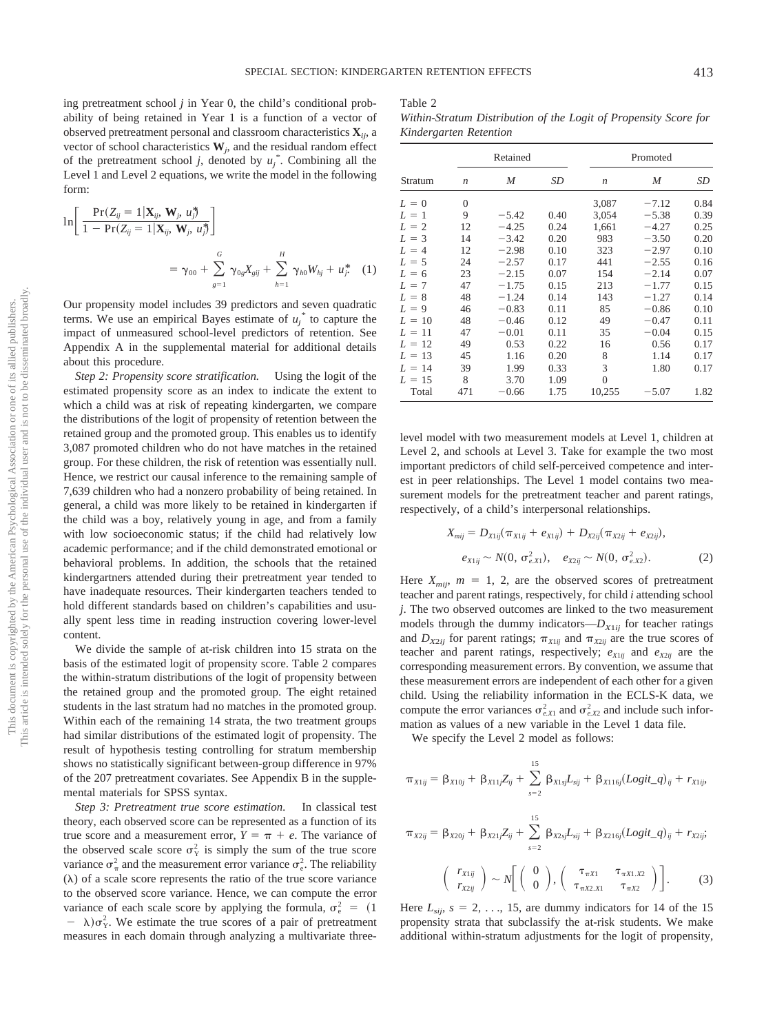ing pretreatment school $j$ in Year 0, the child's conditional probability of being retained in Year 1 is a function of a vector of observed pretreatment personal and classroom characteristics $\mathbf{X}_{ij}$, a vector of school characteristics $\mathbf{W}_j$, and the residual random effect of the pretreatment school $j$, denoted by $u_j^*$. Combining all the Level 1 and Level 2 equations, we write the model in the following form:

$$\ln\left[\frac{\Pr(Z_{ij}=1|\mathbf{X}_{ij},\mathbf{W}_j,u_j^*)}{1-\Pr(Z_{ij}=1|\mathbf{X}_{ij},\mathbf{W}_j,u_j^*)}\right] = \gamma_{00} + \sum_{g=1}^{G}\gamma_{0g}X_{gij} + \sum_{h=1}^{H}\gamma_{h0}W_{hj} + u_j^* \quad (1)$$

Our propensity model includes 39 predictors and seven quadratic terms. We use an empirical Bayes estimate of $u_j^*$ to capture the impact of unmeasured school-level predictors of retention. See Appendix A in the supplemental material for additional details about this procedure.

*Step 2: Propensity score stratification.* Using the logit of the estimated propensity score as an index to indicate the extent to which a child was at risk of repeating kindergarten, we compare the distributions of the logit of propensity of retention between the retained group and the promoted group. This enables us to identify 3,087 promoted children who do not have matches in the retained group. For these children, the risk of retention was essentially null. Hence, we restrict our causal inference to the remaining sample of 7,639 children who had a nonzero probability of being retained. In general, a child was more likely to be retained in kindergarten if the child was a boy, relatively young in age, and from a family with low socioeconomic status; if the child had relatively low academic performance; and if the child demonstrated emotional or behavioral problems. In addition, the schools that the retained kindergartners attended during their pretreatment year tended to have inadequate resources. Their kindergarten teachers tended to hold different standards based on children's capabilities and usually spent less time in reading instruction covering lower-level content.

We divide the sample of at-risk children into 15 strata on the basis of the estimated logit of propensity score. Table 2 compares the within-stratum distributions of the logit of propensity between the retained group and the promoted group. The eight retained students in the last stratum had no matches in the promoted group. Within each of the remaining 14 strata, the two treatment groups had similar distributions of the estimated logit of propensity. The result of hypothesis testing controlling for stratum membership shows no statistically significant between-group difference in 97% of the 207 pretreatment covariates. See Appendix B in the supplemental materials for SPSS syntax.

*Step 3: Pretreatment true score estimation.* In classical test theory, each observed score can be represented as a function of its true score and a measurement error, $Y = \pi + e$. The variance of the observed scale score $\sigma_Y^2$ is simply the sum of the true score variance $\sigma_\pi^2$ and the measurement error variance $\sigma_e^2$. The reliability ($\lambda$) of a scale score represents the ratio of the true score variance to the observed score variance. Hence, we can compute the error variance of each scale score by applying the formula, $\sigma_e^2 = (1 - \lambda)\sigma_Y^2$. We estimate the true scores of a pair of pretreatment measures in each domain through analyzing a multivariate three-

Table 2
*Within-Stratum Distribution of the Logit of Propensity Score for Kindergarten Retention*

| Stratum | Retained | | | Promoted | | |
|---|---|---|---|---|---|---|
| | *n* | *M* | *SD* | *n* | *M* | *SD* |
| $L$ = 0 | 0 | | | 3,087 | −7.12 | 0.84 |
| $L$ = 1 | 9 | −5.42 | 0.40 | 3,054 | −5.38 | 0.39 |
| $L$ = 2 | 12 | −4.25 | 0.24 | 1,661 | −4.27 | 0.25 |
| $L$ = 3 | 14 | −3.42 | 0.20 | 983 | −3.50 | 0.20 |
| $L$ = 4 | 12 | −2.98 | 0.10 | 323 | −2.97 | 0.10 |
| $L$ = 5 | 24 | −2.57 | 0.17 | 441 | −2.55 | 0.16 |
| $L$ = 6 | 23 | −2.15 | 0.07 | 154 | −2.14 | 0.07 |
| $L$ = 7 | 47 | −1.75 | 0.15 | 213 | −1.77 | 0.15 |
| $L$ = 8 | 48 | −1.24 | 0.14 | 143 | −1.27 | 0.14 |
| $L$ = 9 | 46 | −0.83 | 0.11 | 85 | −0.86 | 0.10 |
| $L$ = 10 | 48 | −0.46 | 0.12 | 49 | −0.47 | 0.11 |
| $L$ = 11 | 47 | −0.01 | 0.11 | 35 | −0.04 | 0.15 |
| $L$ = 12 | 49 | 0.53 | 0.22 | 16 | 0.56 | 0.17 |
| $L$ = 13 | 45 | 1.16 | 0.20 | 8 | 1.14 | 0.17 |
| $L$ = 14 | 39 | 1.99 | 0.33 | 3 | 1.80 | 0.17 |
| $L$ = 15 | 8 | 3.70 | 1.09 | 0 | | |
| Total | 471 | −0.66 | 1.75 | 10,255 | −5.07 | 1.82 |

level model with two measurement models at Level 1, children at Level 2, and schools at Level 3. Take for example the two most important predictors of child self-perceived competence and interest in peer relationships. The Level 1 model contains two measurement models for the pretreatment teacher and parent ratings, respectively, of a child's interpersonal relationships.

$$X_{mij} = D_{X1ij}(\pi_{X1ij} + e_{X1ij}) + D_{X2ij}(\pi_{X2ij} + e_{X2ij}),$$

$$e_{X1ij} \sim N(0, \sigma_{e.X1}^2), \quad e_{X2ij} \sim N(0, \sigma_{e.X2}^2). \quad (2)$$

Here $X_{mij}$, $m = 1, 2$, are the observed scores of pretreatment teacher and parent ratings, respectively, for child $i$ attending school $j$. The two observed outcomes are linked to the two measurement models through the dummy indicators—$D_{X1ij}$ for teacher ratings and $D_{X2ij}$ for parent ratings; $\pi_{X1ij}$ and $\pi_{X2ij}$ are the true scores of teacher and parent ratings, respectively; $e_{X1ij}$ and $e_{X2ij}$ are the corresponding measurement errors. By convention, we assume that these measurement errors are independent of each other for a given child. Using the reliability information in the ECLS-K data, we compute the error variances $\sigma_{e.X1}^2$ and $\sigma_{e.X2}^2$ and include such information as values of a new variable in the Level 1 data file.

We specify the Level 2 model as follows:

$$\pi_{X1ij} = \beta_{X10j} + \beta_{X11j}Z_{ij} + \sum_{s=2}^{15}\beta_{X1sj}L_{sij} + \beta_{X116j}(Logit\_q)_{ij} + r_{X1ij},$$

$$\pi_{X2ij} = \beta_{X20j} + \beta_{X21j}Z_{ij} + \sum_{s=2}^{15}\beta_{X2sj}L_{sij} + \beta_{X216j}(Logit\_q)_{ij} + r_{X2ij};$$

$$\begin{pmatrix} r_{X1ij} \\ r_{X2ij} \end{pmatrix} \sim N\left[\begin{pmatrix} 0 \\ 0 \end{pmatrix}, \begin{pmatrix} \tau_{\pi X1} & \tau_{\pi X1.X2} \\ \tau_{\pi X2.X1} & \tau_{\pi X2} \end{pmatrix}\right]. \quad (3)$$

Here $L_{sij}$, $s = 2, \ldots, 15$, are dummy indicators for 14 of the 15 propensity strata that subclassify the at-risk students. We make additional within-stratum adjustments for the logit of propensity,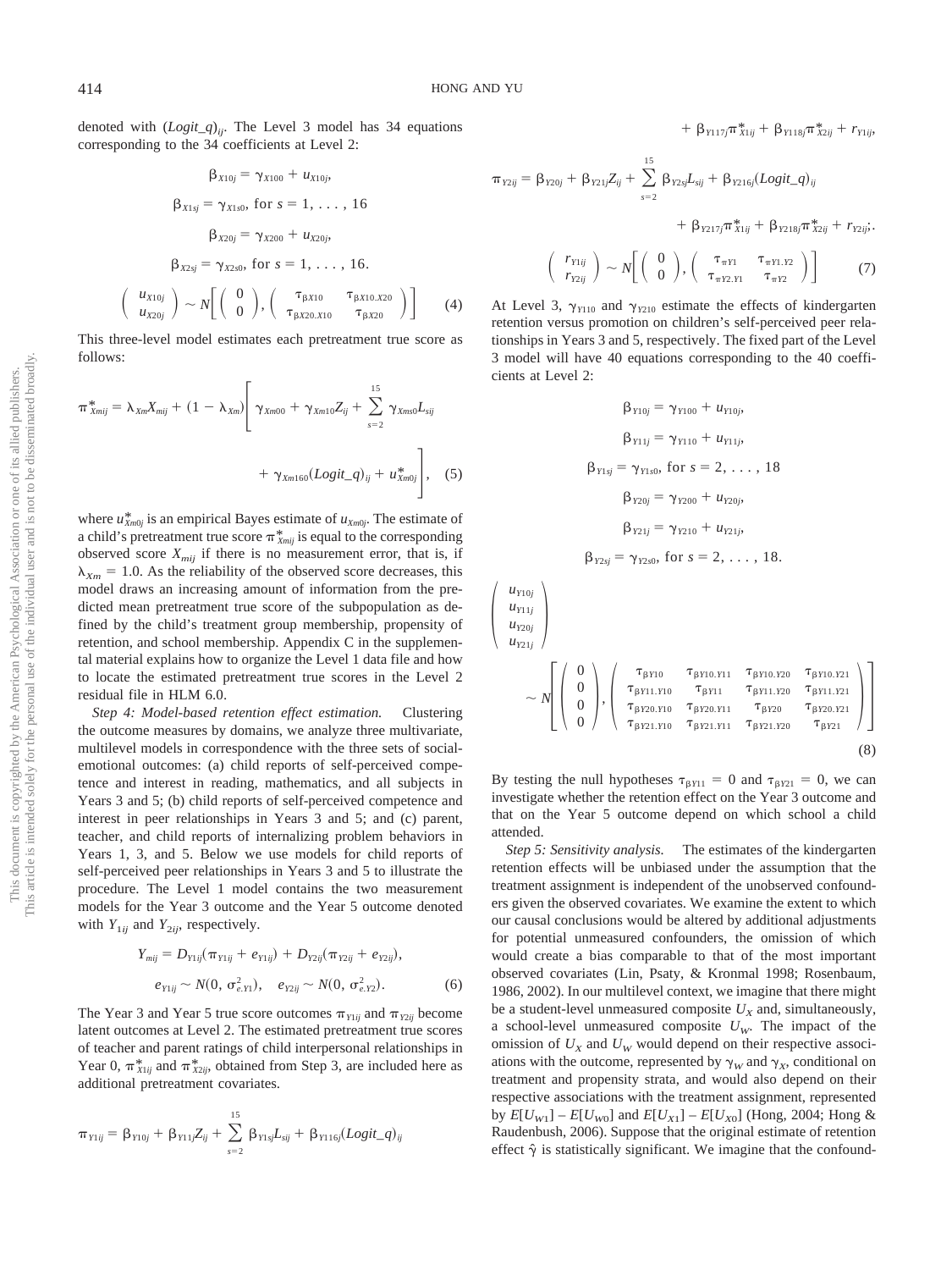denoted with $(Logit\_q)_{ij}$. The Level 3 model has 34 equations corresponding to the 34 coefficients at Level 2:

$$\beta_{X10j} = \gamma_{X100} + u_{X10j},$$

$$\beta_{X1sj} = \gamma_{X1s0}, \text{ for } s = 1, \ldots, 16$$

$$\beta_{X20j} = \gamma_{X200} + u_{X20j},$$

$$\beta_{X2sj} = \gamma_{X2s0}, \text{ for } s = 1, \ldots, 16.$$

$$\begin{pmatrix} u_{X10j} \\ u_{X20j} \end{pmatrix} \sim N\left[\begin{pmatrix} 0 \\ 0 \end{pmatrix}, \begin{pmatrix} \tau_{\beta X10} & \tau_{\beta X10.X20} \\ \tau_{\beta X20.X10} & \tau_{\beta X20} \end{pmatrix}\right] \quad (4)$$

This three-level model estimates each pretreatment true score as follows:

$$\pi^*_{Xmij} = \lambda_{Xm} X_{mij} + (1 - \lambda_{Xm})\left[\gamma_{Xm00} + \gamma_{Xm10} Z_{ij} + \sum_{s=2}^{15} \gamma_{Xms0} L_{sij} + \gamma_{Xm160}(Logit\_q)_{ij} + u^*_{Xm0j}\right], \quad (5)$$

where $u^*_{Xm0j}$ is an empirical Bayes estimate of $u_{Xm0j}$. The estimate of a child's pretreatment true score $\pi^*_{Xmij}$ is equal to the corresponding observed score $X_{mij}$ if there is no measurement error, that is, if $\lambda_{Xm} = 1.0$. As the reliability of the observed score decreases, this model draws an increasing amount of information from the predicted mean pretreatment true score of the subpopulation as defined by the child's treatment group membership, propensity of retention, and school membership. Appendix C in the supplemental material explains how to organize the Level 1 data file and how to locate the estimated pretreatment true scores in the Level 2 residual file in HLM 6.0.

*Step 4: Model-based retention effect estimation.* Clustering the outcome measures by domains, we analyze three multivariate, multilevel models in correspondence with the three sets of social-emotional outcomes: (a) child reports of self-perceived competence and interest in reading, mathematics, and all subjects in Years 3 and 5; (b) child reports of self-perceived competence and interest in peer relationships in Years 3 and 5; and (c) parent, teacher, and child reports of internalizing problem behaviors in Years 1, 3, and 5. Below we use models for child reports of self-perceived peer relationships in Years 3 and 5 to illustrate the procedure. The Level 1 model contains the two measurement models for the Year 3 outcome and the Year 5 outcome denoted with $Y_{1ij}$ and $Y_{2ij}$, respectively.

$$Y_{mij} = D_{Y1ij}(\pi_{Y1ij} + e_{Y1ij}) + D_{Y2ij}(\pi_{Y2ij} + e_{Y2ij}),$$

$$e_{Y1ij} \sim N(0, \sigma^2_{e.Y1}), \quad e_{Y2ij} \sim N(0, \sigma^2_{e.Y2}). \quad (6)$$

The Year 3 and Year 5 true score outcomes $\pi_{Y1ij}$ and $\pi_{Y2ij}$ become latent outcomes at Level 2. The estimated pretreatment true scores of teacher and parent ratings of child interpersonal relationships in Year 0, $\pi^*_{X1ij}$ and $\pi^*_{X2ij}$, obtained from Step 3, are included here as additional pretreatment covariates.

$$\pi_{Y1ij} = \beta_{Y10j} + \beta_{Y11j} Z_{ij} + \sum_{s=2}^{15} \beta_{Y1sj} L_{sij} + \beta_{Y116j}(Logit\_q)_{ij} + \beta_{Y117j}\pi^*_{X1ij} + \beta_{Y118j}\pi^*_{X2ij} + r_{Y1ij},$$

$$\pi_{Y2ij} = \beta_{Y20j} + \beta_{Y21j} Z_{ij} + \sum_{s=2}^{15} \beta_{Y2sj} L_{sij} + \beta_{Y216j}(Logit\_q)_{ij} + \beta_{Y217j}\pi^*_{X1ij} + \beta_{Y218j}\pi^*_{X2ij} + r_{Y2ij};.$$

$$\begin{pmatrix} r_{Y1ij} \\ r_{Y2ij} \end{pmatrix} \sim N\left[\begin{pmatrix} 0 \\ 0 \end{pmatrix}, \begin{pmatrix} \tau_{\pi Y1} & \tau_{\pi Y1.Y2} \\ \tau_{\pi Y2.Y1} & \tau_{\pi Y2} \end{pmatrix}\right] \quad (7)$$

At Level 3, $\gamma_{Y110}$ and $\gamma_{Y210}$ estimate the effects of kindergarten retention versus promotion on children's self-perceived peer relationships in Years 3 and 5, respectively. The fixed part of the Level 3 model will have 40 equations corresponding to the 40 coefficients at Level 2:

$$\beta_{Y10j} = \gamma_{Y100} + u_{Y10j},$$

$$\beta_{Y11j} = \gamma_{Y110} + u_{Y11j},$$

$$\beta_{Y1sj} = \gamma_{Y1s0}, \text{ for } s = 2, \ldots, 18$$

$$\beta_{Y20j} = \gamma_{Y200} + u_{Y20j},$$

$$\beta_{Y21j} = \gamma_{Y210} + u_{Y21j},$$

$$\beta_{Y2sj} = \gamma_{Y2s0}, \text{ for } s = 2, \ldots, 18.$$

$$\begin{pmatrix} u_{Y10j} \\ u_{Y11j} \\ u_{Y20j} \\ u_{Y21j} \end{pmatrix} \sim N\left[\begin{pmatrix} 0 \\ 0 \\ 0 \\ 0 \end{pmatrix}, \begin{pmatrix} \tau_{\beta Y10} & \tau_{\beta Y10.Y11} & \tau_{\beta Y10.Y20} & \tau_{\beta Y10.Y21} \\ \tau_{\beta Y11.Y10} & \tau_{\beta Y11} & \tau_{\beta Y11.Y20} & \tau_{\beta Y11.Y21} \\ \tau_{\beta Y20.Y10} & \tau_{\beta Y20.Y11} & \tau_{\beta Y20} & \tau_{\beta Y20.Y21} \\ \tau_{\beta Y21.Y10} & \tau_{\beta Y21.Y11} & \tau_{\beta Y21.Y20} & \tau_{\beta Y21} \end{pmatrix}\right] \quad (8)$$

By testing the null hypotheses $\tau_{\beta Y11} = 0$ and $\tau_{\beta Y21} = 0$, we can investigate whether the retention effect on the Year 3 outcome and that on the Year 5 outcome depend on which school a child attended.

*Step 5: Sensitivity analysis.* The estimates of the kindergarten retention effects will be unbiased under the assumption that the treatment assignment is independent of the unobserved confounders given the observed covariates. We examine the extent to which our causal conclusions would be altered by additional adjustments for potential unmeasured confounders, the omission of which would create a bias comparable to that of the most important observed covariates (Lin, Psaty, & Kronmal 1998; Rosenbaum, 1986, 2002). In our multilevel context, we imagine that there might be a student-level unmeasured composite $U_X$ and, simultaneously, a school-level unmeasured composite $U_W$. The impact of the omission of $U_X$ and $U_W$ would depend on their respective associations with the outcome, represented by $\gamma_W$ and $\gamma_X$, conditional on treatment and propensity strata, and would also depend on their respective associations with the treatment assignment, represented by $E[U_{W1}] - E[U_{W0}]$ and $E[U_{X1}] - E[U_{X0}]$ (Hong, 2004; Hong & Raudenbush, 2006). Suppose that the original estimate of retention effect $\hat{\gamma}$ is statistically significant. We imagine that the confound-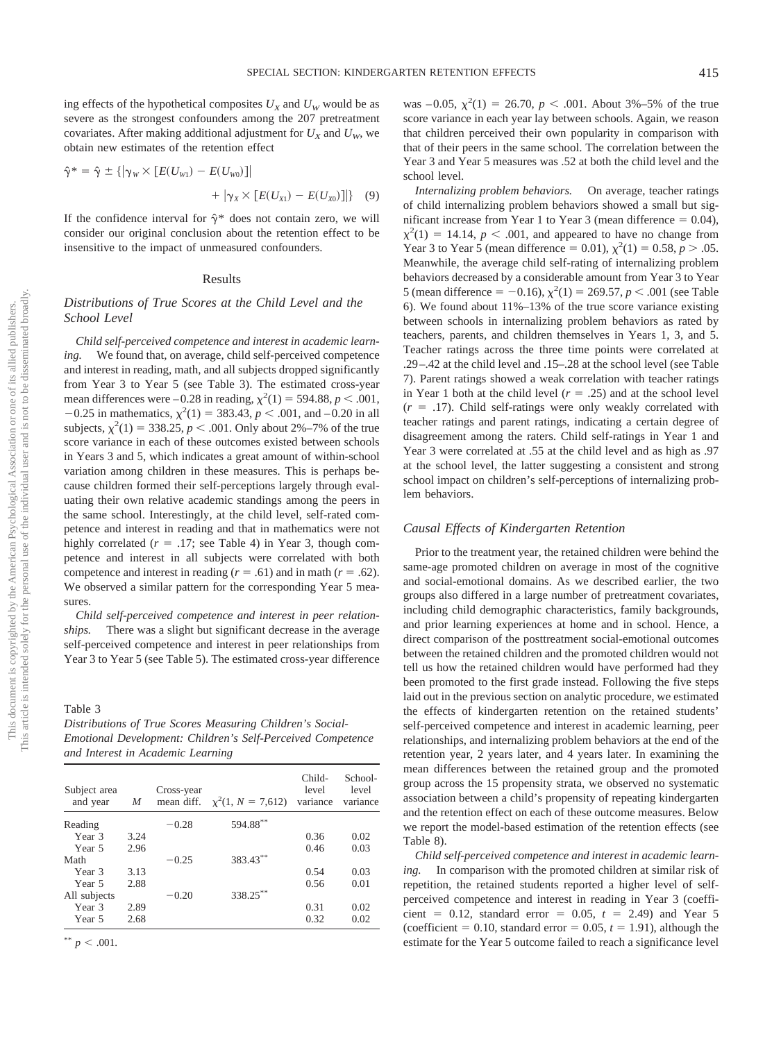ing effects of the hypothetical composites $U_X$ and $U_W$ would be as severe as the strongest confounders among the 207 pretreatment covariates. After making additional adjustment for $U_X$ and $U_W$, we obtain new estimates of the retention effect

$$\hat{\gamma}^* = \hat{\gamma} \pm \{|\gamma_W \times [E(U_{W1}) - E(U_{W0})]| + |\gamma_X \times [E(U_{X1}) - E(U_{X0})]|\} \quad (9)$$

If the confidence interval for $\hat{\gamma}^*$ does not contain zero, we will consider our original conclusion about the retention effect to be insensitive to the impact of unmeasured confounders.

## Results

### Distributions of True Scores at the Child Level and the School Level

*Child self-perceived competence and interest in academic learning.* We found that, on average, child self-perceived competence and interest in reading, math, and all subjects dropped significantly from Year 3 to Year 5 (see Table 3). The estimated cross-year mean differences were –0.28 in reading, $\chi^2(1) = 594.88$, $p < .001$, $-0.25$ in mathematics, $\chi^2(1) = 383.43$, $p < .001$, and –0.20 in all subjects, $\chi^2(1) = 338.25$, $p < .001$. Only about 2%–7% of the true score variance in each of these outcomes existed between schools in Years 3 and 5, which indicates a great amount of within-school variation among children in these measures. This is perhaps because children formed their self-perceptions largely through evaluating their own relative academic standings among the peers in the same school. Interestingly, at the child level, self-rated competence and interest in reading and that in mathematics were not highly correlated ($r = .17$; see Table 4) in Year 3, though competence and interest in all subjects were correlated with both competence and interest in reading ($r = .61$) and in math ($r = .62$). We observed a similar pattern for the corresponding Year 5 measures.

*Child self-perceived competence and interest in peer relationships.* There was a slight but significant decrease in the average self-perceived competence and interest in peer relationships from Year 3 to Year 5 (see Table 5). The estimated cross-year difference was –0.05, $\chi^2(1) = 26.70$, $p < .001$. About 3%–5% of the true score variance in each year lay between schools. Again, we reason that children perceived their own popularity in comparison with that of their peers in the same school. The correlation between the Year 3 and Year 5 measures was .52 at both the child level and the school level.

*Internalizing problem behaviors.* On average, teacher ratings of child internalizing problem behaviors showed a small but significant increase from Year 1 to Year 3 (mean difference = 0.04), $\chi^2(1) = 14.14$, $p < .001$, and appeared to have no change from Year 3 to Year 5 (mean difference = 0.01), $\chi^2(1) = 0.58$, $p > .05$. Meanwhile, the average child self-rating of internalizing problem behaviors decreased by a considerable amount from Year 3 to Year 5 (mean difference = −0.16), $\chi^2(1) = 269.57$, $p < .001$ (see Table 6). We found about 11%–13% of the true score variance existing between schools in internalizing problem behaviors as rated by teachers, parents, and children themselves in Years 1, 3, and 5. Teacher ratings across the three time points were correlated at .29–.42 at the child level and .15–.28 at the school level (see Table 7). Parent ratings showed a weak correlation with teacher ratings in Year 1 both at the child level ($r = .25$) and at the school level ($r = .17$). Child self-ratings were only weakly correlated with teacher ratings and parent ratings, indicating a certain degree of disagreement among the raters. Child self-ratings in Year 1 and Year 3 were correlated at .55 at the child level and as high as .97 at the school level, the latter suggesting a consistent and strong school impact on children's self-perceptions of internalizing problem behaviors.

Table 3
*Distributions of True Scores Measuring Children's Social-Emotional Development: Children's Self-Perceived Competence and Interest in Academic Learning*

| Subject area and year | $M$ | Cross-year mean diff. | $\chi^2(1, N = 7{,}612)$ | Child-level variance | School-level variance |
|---|---|---|---|---|---|
| Reading | | −0.28 | 594.88** | | |
| Year 3 | 3.24 | | | 0.36 | 0.02 |
| Year 5 | 2.96 | | | 0.46 | 0.03 |
| Math | | −0.25 | 383.43** | | |
| Year 3 | 3.13 | | | 0.54 | 0.03 |
| Year 5 | 2.88 | | | 0.56 | 0.01 |
| All subjects | | −0.20 | 338.25** | | |
| Year 3 | 2.89 | | | 0.31 | 0.02 |
| Year 5 | 2.68 | | | 0.32 | 0.02 |

** $p < .001$.

### Causal Effects of Kindergarten Retention

Prior to the treatment year, the retained children were behind the same-age promoted children on average in most of the cognitive and social-emotional domains. As we described earlier, the two groups also differed in a large number of pretreatment covariates, including child demographic characteristics, family backgrounds, and prior learning experiences at home and in school. Hence, a direct comparison of the posttreatment social-emotional outcomes between the retained children and the promoted children would not tell us how the retained children would have performed had they been promoted to the first grade instead. Following the five steps laid out in the previous section on analytic procedure, we estimated the effects of kindergarten retention on the retained students' self-perceived competence and interest in academic learning, peer relationships, and internalizing problem behaviors at the end of the retention year, 2 years later, and 4 years later. In examining the mean differences between the retained group and the promoted group across the 15 propensity strata, we observed no systematic association between a child's propensity of repeating kindergarten and the retention effect on each of these outcome measures. Below we report the model-based estimation of the retention effects (see Table 8).

*Child self-perceived competence and interest in academic learning.* In comparison with the promoted children at similar risk of repetition, the retained students reported a higher level of self-perceived competence and interest in reading in Year 3 (coefficient = 0.12, standard error = 0.05, $t = 2.49$) and Year 5 (coefficient = 0.10, standard error = 0.05, $t = 1.91$), although the estimate for the Year 5 outcome failed to reach a significance level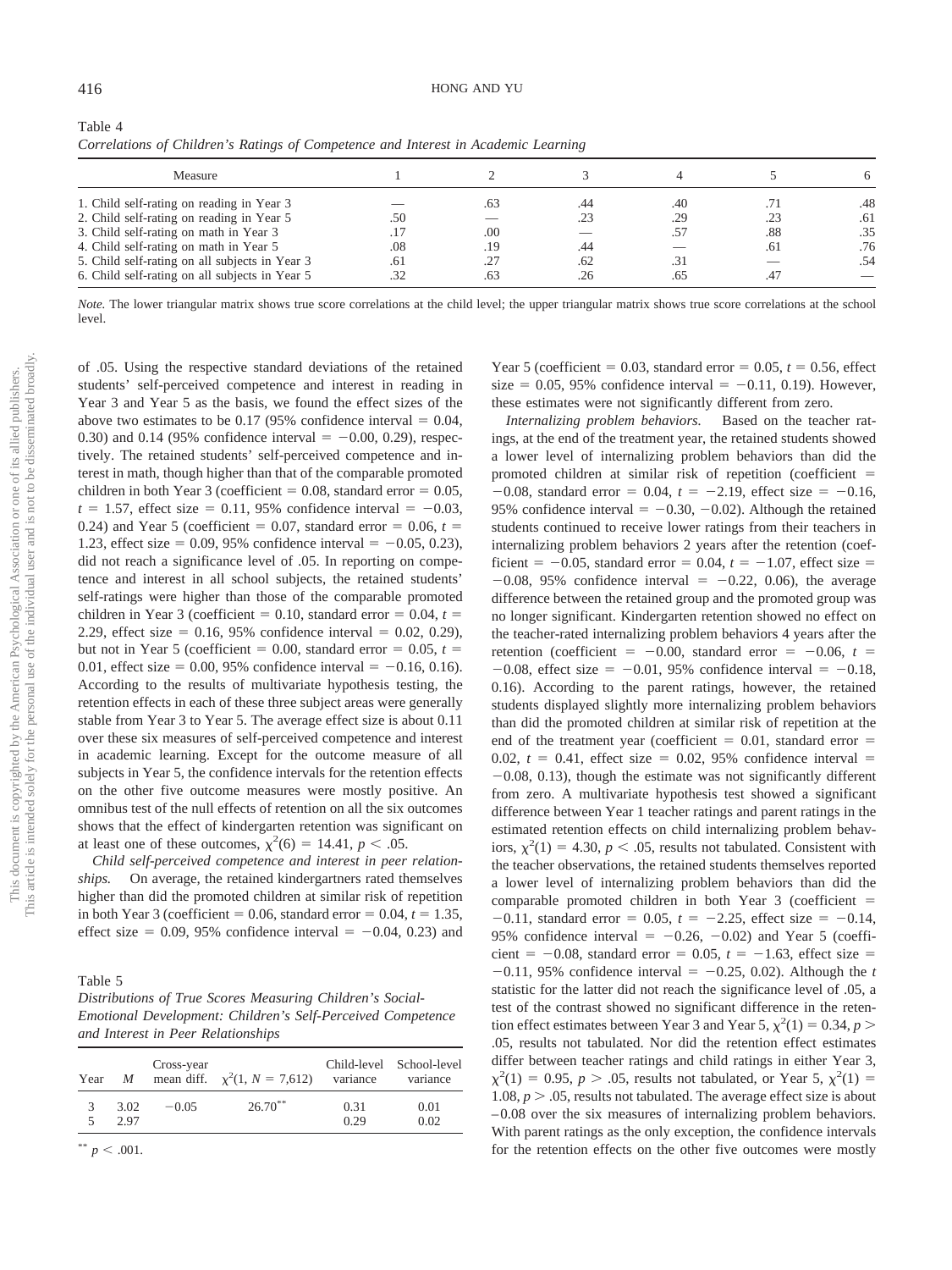Table 4
*Correlations of Children's Ratings of Competence and Interest in Academic Learning*

| Measure | 1 | 2 | 3 | 4 | 5 | 6 |
|---|---|---|---|---|---|---|
| 1. Child self-rating on reading in Year 3 | — | .63 | .44 | .40 | .71 | .48 |
| 2. Child self-rating on reading in Year 5 | .50 | — | .23 | .29 | .23 | .61 |
| 3. Child self-rating on math in Year 3 | .17 | .00 | — | .57 | .88 | .35 |
| 4. Child self-rating on math in Year 5 | .08 | .19 | .44 | — | .61 | .76 |
| 5. Child self-rating on all subjects in Year 3 | .61 | .27 | .62 | .31 | — | .54 |
| 6. Child self-rating on all subjects in Year 5 | .32 | .63 | .26 | .65 | .47 | — |

*Note.* The lower triangular matrix shows true score correlations at the child level; the upper triangular matrix shows true score correlations at the school level.

of .05. Using the respective standard deviations of the retained students' self-perceived competence and interest in reading in Year 3 and Year 5 as the basis, we found the effect sizes of the above two estimates to be 0.17 (95% confidence interval = 0.04, 0.30) and 0.14 (95% confidence interval = −0.00, 0.29), respectively. The retained students' self-perceived competence and interest in math, though higher than that of the comparable promoted children in both Year 3 (coefficient = 0.08, standard error = 0.05, $t$ = 1.57, effect size = 0.11, 95% confidence interval = −0.03, 0.24) and Year 5 (coefficient = 0.07, standard error = 0.06, $t$ = 1.23, effect size = 0.09, 95% confidence interval = −0.05, 0.23), did not reach a significance level of .05. In reporting on competence and interest in all school subjects, the retained students' self-ratings were higher than those of the comparable promoted children in Year 3 (coefficient = 0.10, standard error = 0.04, $t$ = 2.29, effect size = 0.16, 95% confidence interval = 0.02, 0.29), but not in Year 5 (coefficient = 0.00, standard error = 0.05, $t$ = 0.01, effect size = 0.00, 95% confidence interval = −0.16, 0.16). According to the results of multivariate hypothesis testing, the retention effects in each of these three subject areas were generally stable from Year 3 to Year 5. The average effect size is about 0.11 over these six measures of self-perceived competence and interest in academic learning. Except for the outcome measure of all subjects in Year 5, the confidence intervals for the retention effects on the other five outcome measures were mostly positive. An omnibus test of the null effects of retention on all the six outcomes shows that the effect of kindergarten retention was significant on at least one of these outcomes, $\chi^2(6) = 14.41$, $p < .05$.

*Child self-perceived competence and interest in peer relationships.* On average, the retained kindergartners rated themselves higher than did the promoted children at similar risk of repetition in both Year 3 (coefficient = 0.06, standard error = 0.04, $t$ = 1.35, effect size = 0.09, 95% confidence interval = −0.04, 0.23) and Year 5 (coefficient = 0.03, standard error = 0.05, $t$ = 0.56, effect size = 0.05, 95% confidence interval = −0.11, 0.19). However, these estimates were not significantly different from zero.

Table 5
*Distributions of True Scores Measuring Children's Social-Emotional Development: Children's Self-Perceived Competence and Interest in Peer Relationships*

| Year | $M$ | Cross-year mean diff. | $\chi^2(1, N = 7{,}612)$ | Child-level variance | School-level variance |
|---|---|---|---|---|---|
| 3 | 3.02 | −0.05 | $26.70^{**}$ | 0.31 | 0.01 |
| 5 | 2.97 | | | 0.29 | 0.02 |

$^{**}$ $p < .001$.

*Internalizing problem behaviors.* Based on the teacher ratings, at the end of the treatment year, the retained students showed a lower level of internalizing problem behaviors than did the promoted children at similar risk of repetition (coefficient = −0.08, standard error = 0.04, $t$ = −2.19, effect size = −0.16, 95% confidence interval = −0.30, −0.02). Although the retained students continued to receive lower ratings from their teachers in internalizing problem behaviors 2 years after the retention (coefficient = −0.05, standard error = 0.04, $t$ = −1.07, effect size = −0.08, 95% confidence interval = −0.22, 0.06), the average difference between the retained group and the promoted group was no longer significant. Kindergarten retention showed no effect on the teacher-rated internalizing problem behaviors 4 years after the retention (coefficient = −0.00, standard error = −0.06, $t$ = −0.08, effect size = −0.01, 95% confidence interval = −0.18, 0.16). According to the parent ratings, however, the retained students displayed slightly more internalizing problem behaviors than did the promoted children at similar risk of repetition at the end of the treatment year (coefficient = 0.01, standard error = 0.02, $t$ = 0.41, effect size = 0.02, 95% confidence interval = −0.08, 0.13), though the estimate was not significantly different from zero. A multivariate hypothesis test showed a significant difference between Year 1 teacher ratings and parent ratings in the estimated retention effects on child internalizing problem behaviors, $\chi^2(1) = 4.30$, $p < .05$, results not tabulated. Consistent with the teacher observations, the retained students themselves reported a lower level of internalizing problem behaviors than did the comparable promoted children in both Year 3 (coefficient = −0.11, standard error = 0.05, $t$ = −2.25, effect size = −0.14, 95% confidence interval = −0.26, −0.02) and Year 5 (coefficient = −0.08, standard error = 0.05, $t$ = −1.63, effect size = −0.11, 95% confidence interval = −0.25, 0.02). Although the $t$ statistic for the latter did not reach the significance level of .05, a test of the contrast showed no significant difference in the retention effect estimates between Year 3 and Year 5, $\chi^2(1) = 0.34$, $p > .05$, results not tabulated. Nor did the retention effect estimates differ between teacher ratings and child ratings in either Year 3, $\chi^2(1) = 0.95$, $p > .05$, results not tabulated, or Year 5, $\chi^2(1) = 1.08$, $p > .05$, results not tabulated. The average effect size is about –0.08 over the six measures of internalizing problem behaviors. With parent ratings as the only exception, the confidence intervals for the retention effects on the other five outcomes were mostly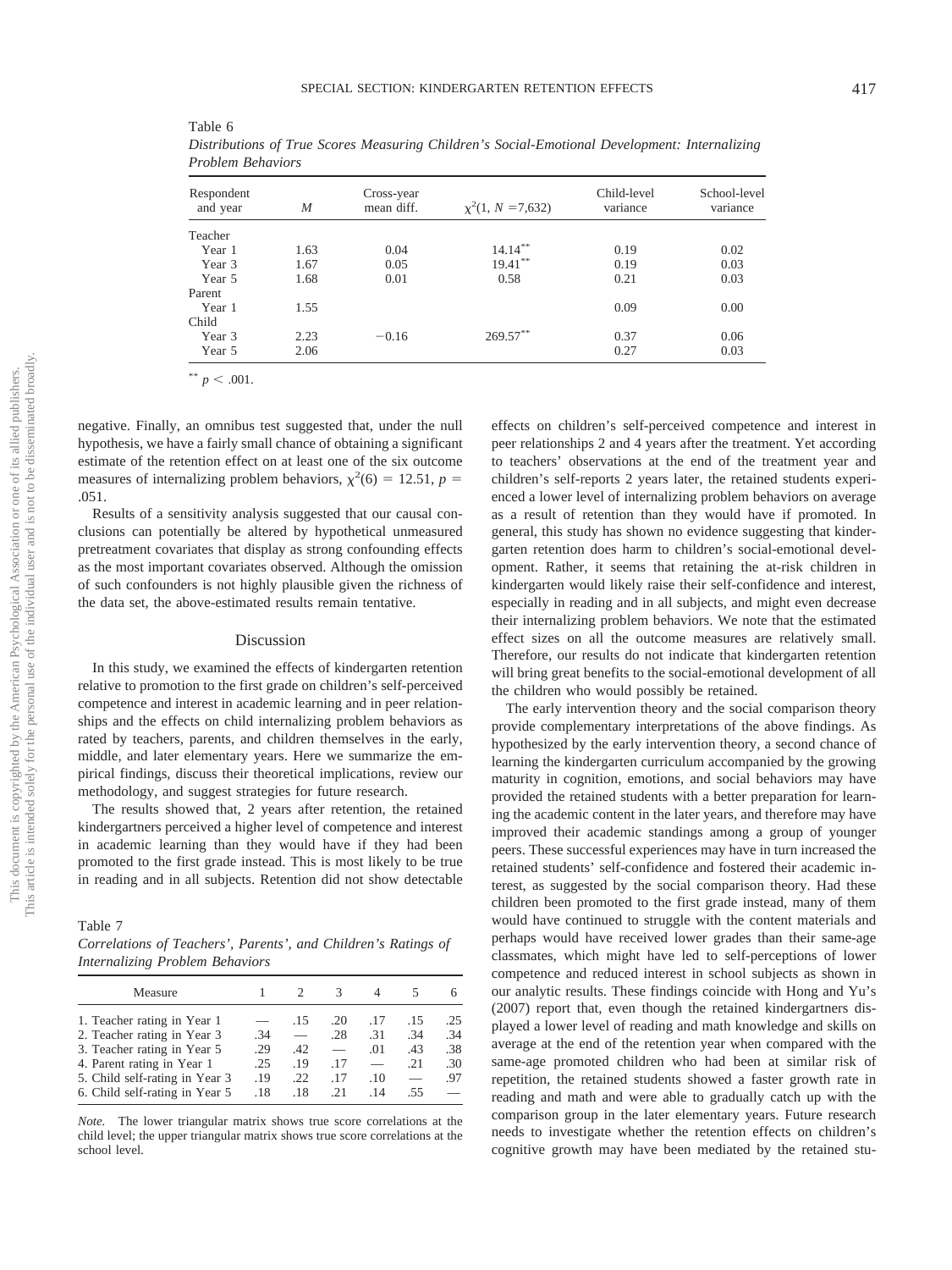Table 6

*Distributions of True Scores Measuring Children's Social-Emotional Development: Internalizing Problem Behaviors*

| Respondent and year | *M* | Cross-year mean diff. | $\chi^2(1, N = 7{,}632)$ | Child-level variance | School-level variance |
|---|---|---|---|---|---|
| Teacher | | | | | |
| Year 1 | 1.63 | 0.04 | $14.14^{**}$ | 0.19 | 0.02 |
| Year 3 | 1.67 | 0.05 | $19.41^{**}$ | 0.19 | 0.03 |
| Year 5 | 1.68 | 0.01 | 0.58 | 0.21 | 0.03 |
| Parent | | | | | |
| Year 1 | 1.55 | | | 0.09 | 0.00 |
| Child | | | | | |
| Year 3 | 2.23 | −0.16 | $269.57^{**}$ | 0.37 | 0.06 |
| Year 5 | 2.06 | | | 0.27 | 0.03 |

$^{**}$ $p < .001$.

negative. Finally, an omnibus test suggested that, under the null hypothesis, we have a fairly small chance of obtaining a significant estimate of the retention effect on at least one of the six outcome measures of internalizing problem behaviors, $\chi^2(6) = 12.51$, $p = .051$.

Results of a sensitivity analysis suggested that our causal conclusions can potentially be altered by hypothetical unmeasured pretreatment covariates that display as strong confounding effects as the most important covariates observed. Although the omission of such confounders is not highly plausible given the richness of the data set, the above-estimated results remain tentative.

## Discussion

In this study, we examined the effects of kindergarten retention relative to promotion to the first grade on children's self-perceived competence and interest in academic learning and in peer relationships and the effects on child internalizing problem behaviors as rated by teachers, parents, and children themselves in the early, middle, and later elementary years. Here we summarize the empirical findings, discuss their theoretical implications, review our methodology, and suggest strategies for future research.

The results showed that, 2 years after retention, the retained kindergartners perceived a higher level of competence and interest in academic learning than they would have if they had been promoted to the first grade instead. This is most likely to be true in reading and in all subjects. Retention did not show detectable effects on children's self-perceived competence and interest in peer relationships 2 and 4 years after the treatment. Yet according to teachers' observations at the end of the treatment year and children's self-reports 2 years later, the retained students experienced a lower level of internalizing problem behaviors on average as a result of retention than they would have if promoted. In general, this study has shown no evidence suggesting that kindergarten retention does harm to children's social-emotional development. Rather, it seems that retaining the at-risk children in kindergarten would likely raise their self-confidence and interest, especially in reading and in all subjects, and might even decrease their internalizing problem behaviors. We note that the estimated effect sizes on all the outcome measures are relatively small. Therefore, our results do not indicate that kindergarten retention will bring great benefits to the social-emotional development of all the children who would possibly be retained.

The early intervention theory and the social comparison theory provide complementary interpretations of the above findings. As hypothesized by the early intervention theory, a second chance of learning the kindergarten curriculum accompanied by the growing maturity in cognition, emotions, and social behaviors may have provided the retained students with a better preparation for learning the academic content in the later years, and therefore may have improved their academic standings among a group of younger peers. These successful experiences may have in turn increased the retained students' self-confidence and fostered their academic interest, as suggested by the social comparison theory. Had these children been promoted to the first grade instead, many of them would have continued to struggle with the content materials and perhaps would have received lower grades than their same-age classmates, which might have led to self-perceptions of lower competence and reduced interest in school subjects as shown in our analytic results. These findings coincide with Hong and Yu's (2007) report that, even though the retained kindergartners displayed a lower level of reading and math knowledge and skills on average at the end of the retention year when compared with the same-age promoted children who had been at similar risk of repetition, the retained students showed a faster growth rate in reading and math and were able to gradually catch up with the comparison group in the later elementary years. Future research needs to investigate whether the retention effects on children's cognitive growth may have been mediated by the retained stu-

Table 7

*Correlations of Teachers', Parents', and Children's Ratings of Internalizing Problem Behaviors*

| Measure | 1 | 2 | 3 | 4 | 5 | 6 |
|---|---|---|---|---|---|---|
| 1. Teacher rating in Year 1 | — | .15 | .20 | .17 | .15 | .25 |
| 2. Teacher rating in Year 3 | .34 | — | .28 | .31 | .34 | .34 |
| 3. Teacher rating in Year 5 | .29 | .42 | — | .01 | .43 | .38 |
| 4. Parent rating in Year 1 | .25 | .19 | .17 | — | .21 | .30 |
| 5. Child self-rating in Year 3 | .19 | .22 | .17 | .10 | — | .97 |
| 6. Child self-rating in Year 5 | .18 | .18 | .21 | .14 | .55 | — |

*Note.* The lower triangular matrix shows true score correlations at the child level; the upper triangular matrix shows true score correlations at the school level.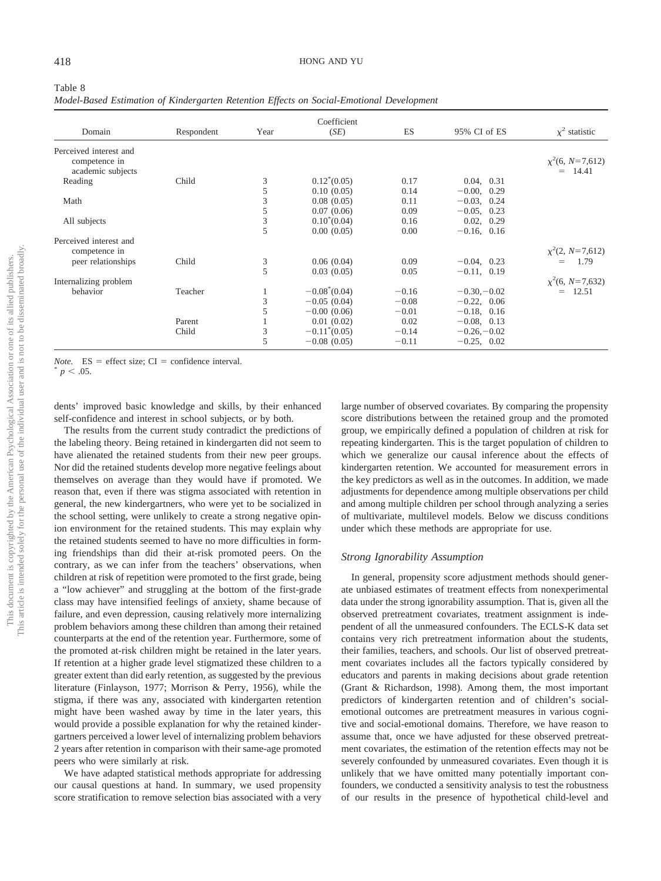Table 8
*Model-Based Estimation of Kindergarten Retention Effects on Social-Emotional Development*

| Domain | Respondent | Year | Coefficient (*SE*) | ES | 95% CI of ES | $\chi^2$ statistic |
|---|---|---|---|---|---|---|
| Perceived interest and competence in academic subjects | | | | | | $\chi^2(6, N=7{,}612) = 14.41$ |
| Reading | Child | 3 | $0.12^*(0.05)$ | 0.17 | 0.04, 0.31 | |
| | | 5 | 0.10 (0.05) | 0.14 | −0.00, 0.29 | |
| Math | | 3 | 0.08 (0.05) | 0.11 | −0.03, 0.24 | |
| | | 5 | 0.07 (0.06) | 0.09 | −0.05, 0.23 | |
| All subjects | | 3 | $0.10^*(0.04)$ | 0.16 | 0.02, 0.29 | |
| | | 5 | 0.00 (0.05) | 0.00 | −0.16, 0.16 | |
| Perceived interest and competence in peer relationships | Child | 3 | 0.06 (0.04) | 0.09 | −0.04, 0.23 | $\chi^2(2, N=7{,}612) = 1.79$ |
| | | 5 | 0.03 (0.05) | 0.05 | −0.11, 0.19 | |
| Internalizing problem behavior | Teacher | 1 | $-0.08^*(0.04)$ | −0.16 | −0.30, −0.02 | $\chi^2(6, N=7{,}632) = 12.51$ |
| | | 3 | −0.05 (0.04) | −0.08 | −0.22, 0.06 | |
| | | 5 | −0.00 (0.06) | −0.01 | −0.18, 0.16 | |
| | Parent | 1 | 0.01 (0.02) | 0.02 | −0.08, 0.13 | |
| | Child | 3 | $-0.11^*(0.05)$ | −0.14 | −0.26, −0.02 | |
| | | 5 | −0.08 (0.05) | −0.11 | −0.25, 0.02 | |

*Note.* ES = effect size; CI = confidence interval.
$^*$ $p < .05$.

dents' improved basic knowledge and skills, by their enhanced self-confidence and interest in school subjects, or by both.

The results from the current study contradict the predictions of the labeling theory. Being retained in kindergarten did not seem to have alienated the retained students from their new peer groups. Nor did the retained students develop more negative feelings about themselves on average than they would have if promoted. We reason that, even if there was stigma associated with retention in general, the new kindergartners, who were yet to be socialized in the school setting, were unlikely to create a strong negative opinion environment for the retained students. This may explain why the retained students seemed to have no more difficulties in forming friendships than did their at-risk promoted peers. On the contrary, as we can infer from the teachers' observations, when children at risk of repetition were promoted to the first grade, being a "low achiever" and struggling at the bottom of the first-grade class may have intensified feelings of anxiety, shame because of failure, and even depression, causing relatively more internalizing problem behaviors among these children than among their retained counterparts at the end of the retention year. Furthermore, some of the promoted at-risk children might be retained in the later years. If retention at a higher grade level stigmatized these children to a greater extent than did early retention, as suggested by the previous literature (Finlayson, 1977; Morrison & Perry, 1956), while the stigma, if there was any, associated with kindergarten retention might have been washed away by time in the later years, this would provide a possible explanation for why the retained kindergartners perceived a lower level of internalizing problem behaviors 2 years after retention in comparison with their same-age promoted peers who were similarly at risk.

We have adapted statistical methods appropriate for addressing our causal questions at hand. In summary, we used propensity score stratification to remove selection bias associated with a very large number of observed covariates. By comparing the propensity score distributions between the retained group and the promoted group, we empirically defined a population of children at risk for repeating kindergarten. This is the target population of children to which we generalize our causal inference about the effects of kindergarten retention. We accounted for measurement errors in the key predictors as well as in the outcomes. In addition, we made adjustments for dependence among multiple observations per child and among multiple children per school through analyzing a series of multivariate, multilevel models. Below we discuss conditions under which these methods are appropriate for use.

### Strong Ignorability Assumption

In general, propensity score adjustment methods should generate unbiased estimates of treatment effects from nonexperimental data under the strong ignorability assumption. That is, given all the observed pretreatment covariates, treatment assignment is independent of all the unmeasured confounders. The ECLS-K data set contains very rich pretreatment information about the students, their families, teachers, and schools. Our list of observed pretreatment covariates includes all the factors typically considered by educators and parents in making decisions about grade retention (Grant & Richardson, 1998). Among them, the most important predictors of kindergarten retention and of children's social-emotional outcomes are pretreatment measures in various cognitive and social-emotional domains. Therefore, we have reason to assume that, once we have adjusted for these observed pretreatment covariates, the estimation of the retention effects may not be severely confounded by unmeasured covariates. Even though it is unlikely that we have omitted many potentially important confounders, we conducted a sensitivity analysis to test the robustness of our results in the presence of hypothetical child-level and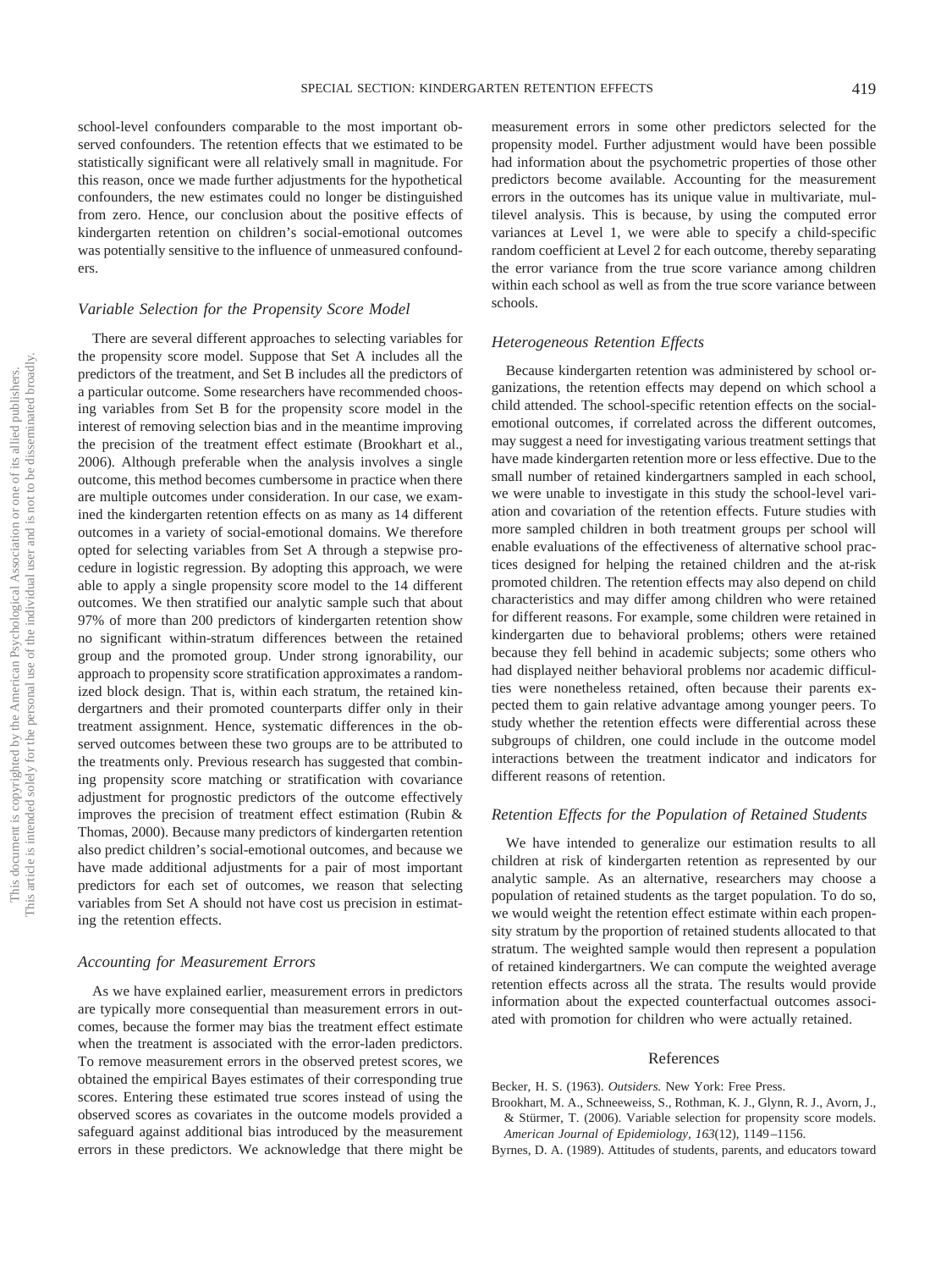school-level confounders comparable to the most important observed confounders. The retention effects that we estimated to be statistically significant were all relatively small in magnitude. For this reason, once we made further adjustments for the hypothetical confounders, the new estimates could no longer be distinguished from zero. Hence, our conclusion about the positive effects of kindergarten retention on children's social-emotional outcomes was potentially sensitive to the influence of unmeasured confounders.

### *Variable Selection for the Propensity Score Model*

There are several different approaches to selecting variables for the propensity score model. Suppose that Set A includes all the predictors of the treatment, and Set B includes all the predictors of a particular outcome. Some researchers have recommended choosing variables from Set B for the propensity score model in the interest of removing selection bias and in the meantime improving the precision of the treatment effect estimate (Brookhart et al., 2006). Although preferable when the analysis involves a single outcome, this method becomes cumbersome in practice when there are multiple outcomes under consideration. In our case, we examined the kindergarten retention effects on as many as 14 different outcomes in a variety of social-emotional domains. We therefore opted for selecting variables from Set A through a stepwise procedure in logistic regression. By adopting this approach, we were able to apply a single propensity score model to the 14 different outcomes. We then stratified our analytic sample such that about 97% of more than 200 predictors of kindergarten retention show no significant within-stratum differences between the retained group and the promoted group. Under strong ignorability, our approach to propensity score stratification approximates a randomized block design. That is, within each stratum, the retained kindergartners and their promoted counterparts differ only in their treatment assignment. Hence, systematic differences in the observed outcomes between these two groups are to be attributed to the treatments only. Previous research has suggested that combining propensity score matching or stratification with covariance adjustment for prognostic predictors of the outcome effectively improves the precision of treatment effect estimation (Rubin & Thomas, 2000). Because many predictors of kindergarten retention also predict children's social-emotional outcomes, and because we have made additional adjustments for a pair of most important predictors for each set of outcomes, we reason that selecting variables from Set A should not have cost us precision in estimating the retention effects.

### *Accounting for Measurement Errors*

As we have explained earlier, measurement errors in predictors are typically more consequential than measurement errors in outcomes, because the former may bias the treatment effect estimate when the treatment is associated with the error-laden predictors. To remove measurement errors in the observed pretest scores, we obtained the empirical Bayes estimates of their corresponding true scores. Entering these estimated true scores instead of using the observed scores as covariates in the outcome models provided a safeguard against additional bias introduced by the measurement errors in these predictors. We acknowledge that there might be measurement errors in some other predictors selected for the propensity model. Further adjustment would have been possible had information about the psychometric properties of those other predictors become available. Accounting for the measurement errors in the outcomes has its unique value in multivariate, multilevel analysis. This is because, by using the computed error variances at Level 1, we were able to specify a child-specific random coefficient at Level 2 for each outcome, thereby separating the error variance from the true score variance among children within each school as well as from the true score variance between schools.

### *Heterogeneous Retention Effects*

Because kindergarten retention was administered by school organizations, the retention effects may depend on which school a child attended. The school-specific retention effects on the social-emotional outcomes, if correlated across the different outcomes, may suggest a need for investigating various treatment settings that have made kindergarten retention more or less effective. Due to the small number of retained kindergartners sampled in each school, we were unable to investigate in this study the school-level variation and covariation of the retention effects. Future studies with more sampled children in both treatment groups per school will enable evaluations of the effectiveness of alternative school practices designed for helping the retained children and the at-risk promoted children. The retention effects may also depend on child characteristics and may differ among children who were retained for different reasons. For example, some children were retained in kindergarten due to behavioral problems; others were retained because they fell behind in academic subjects; some others who had displayed neither behavioral problems nor academic difficulties were nonetheless retained, often because their parents expected them to gain relative advantage among younger peers. To study whether the retention effects were differential across these subgroups of children, one could include in the outcome model interactions between the treatment indicator and indicators for different reasons of retention.

### *Retention Effects for the Population of Retained Students*

We have intended to generalize our estimation results to all children at risk of kindergarten retention as represented by our analytic sample. As an alternative, researchers may choose a population of retained students as the target population. To do so, we would weight the retention effect estimate within each propensity stratum by the proportion of retained students allocated to that stratum. The weighted sample would then represent a population of retained kindergartners. We can compute the weighted average retention effects across all the strata. The results would provide information about the expected counterfactual outcomes associated with promotion for children who were actually retained.

## References

Becker, H. S. (1963). *Outsiders.* New York: Free Press.

Brookhart, M. A., Schneeweiss, S., Rothman, K. J., Glynn, R. J., Avorn, J., & Stürmer, T. (2006). Variable selection for propensity score models. *American Journal of Epidemiology, 163*(12), 1149–1156.

Byrnes, D. A. (1989). Attitudes of students, parents, and educators toward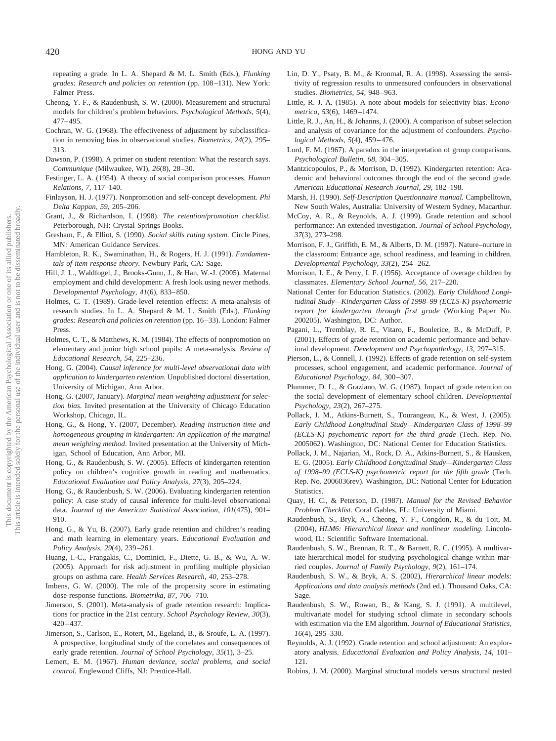repeating a grade. In L. A. Shepard & M. L. Smith (Eds.), *Flunking grades: Research and policies on retention* (pp. 108–131). New York: Falmer Press.

Cheong, Y. F., & Raudenbush, S. W. (2000). Measurement and structural models for children's problem behaviors. *Psychological Methods, 5*(4), 477–495.

Cochran, W. G. (1968). The effectiveness of adjustment by subclassification in removing bias in observational studies. *Biometrics, 24*(2), 295–313.

Dawson, P. (1998). A primer on student retention: What the research says. *Communique* (Milwaukee, WI), *26*(8), 28–30.

Festinger, L. A. (1954). A theory of social comparison processes. *Human Relations, 7,* 117–140.

Finlayson, H. J. (1977). Nonpromotion and self-concept development. *Phi Delta Kappan, 59,* 205–206.

Grant, J., & Richardson, I. (1998). *The retention/promotion checklist.* Peterborough, NH: Crystal Springs Books.

Gresham, F., & Elliot, S. (1990). *Social skills rating system.* Circle Pines, MN: American Guidance Services.

Hambleton, R. K., Swaminathan, H., & Rogers, H. J. (1991). *Fundamentals of item response theory.* Newbury Park, CA: Sage.

Hill, J. L., Waldfogel, J., Brooks-Gunn, J., & Han, W.-J. (2005). Maternal employment and child development: A fresh look using newer methods. *Developmental Psychology, 41*(6), 833–850.

Holmes, C. T. (1989). Grade-level retention effects: A meta-analysis of research studies. In L. A. Shepard & M. L. Smith (Eds.), *Flunking grades: Research and policies on retention* (pp. 16–33). London: Falmer Press.

Holmes, C. T., & Matthews, K. M. (1984). The effects of nonpromotion on elementary and junior high school pupils: A meta-analysis. *Review of Educational Research, 54,* 225–236.

Hong, G. (2004). *Causal inference for multi-level observational data with application to kindergarten retention*. Unpublished doctoral dissertation, University of Michigan, Ann Arbor.

Hong, G. (2007, January). *Marginal mean weighting adjustment for selection bias.* Invited presentation at the University of Chicago Education Workshop, Chicago, IL.

Hong, G., & Hong, Y. (2007, December). *Reading instruction time and homogeneous grouping in kindergarten: An application of the marginal mean weighting method*. Invited presentation at the University of Michigan, School of Education, Ann Arbor, MI.

Hong, G., & Raudenbush, S. W. (2005). Effects of kindergarten retention policy on children's cognitive growth in reading and mathematics. *Educational Evaluation and Policy Analysis, 27*(3), 205–224.

Hong, G., & Raudenbush, S. W. (2006). Evaluating kindergarten retention policy: A case study of causal inference for multi-level observational data. *Journal of the American Statistical Association, 101*(475), 901–910.

Hong, G., & Yu, B. (2007). Early grade retention and children's reading and math learning in elementary years. *Educational Evaluation and Policy Analysis, 29*(4), 239–261.

Huang, I.-C., Frangakis, C., Dominici, F., Diette, G. B., & Wu, A. W. (2005). Approach for risk adjustment in profiling multiple physician groups on asthma care. *Health Services Research, 40,* 253–278.

Imbens, G. W. (2000). The role of the propensity score in estimating dose-response functions. *Biometrika, 87,* 706–710.

Jimerson, S. (2001). Meta-analysis of grade retention research: Implications for practice in the 21st century. *School Psychology Review, 30*(3), 420–437.

Jimerson, S., Carlson, E., Rotert, M., Egeland, B., & Sroufe, L. A. (1997). A prospective, longitudinal study of the correlates and consequences of early grade retention. *Journal of School Psychology, 35*(1), 3–25.

Lemert, E. M. (1967). *Human deviance, social problems, and social control.* Englewood Cliffs, NJ: Prentice-Hall.

Lin, D. Y., Psaty, B. M., & Kronmal, R. A. (1998). Assessing the sensitivity of regression results to unmeasured confounders in observational studies. *Biometrics, 54,* 948–963.

Little, R. J. A. (1985). A note about models for selectivity bias. *Econometrica, 53*(6), 1469–1474.

Little, R. J., An, H., & Johanns, J. (2000). A comparison of subset selection and analysis of covariance for the adjustment of confounders. *Psychological Methods, 5*(4), 459–476.

Lord, F. M. (1967). A paradox in the interpretation of group comparisons. *Psychological Bulletin, 68,* 304–305.

Mantzicopoulos, P., & Morrison, D. (1992). Kindergarten retention: Academic and behavioral outcomes through the end of the second grade. *American Educational Research Journal, 29,* 182–198.

Marsh, H. (1990). *Self-Description Questionnaire manual.* Campbelltown, New South Wales, Australia: University of Western Sydney, Macarthur.

McCoy, A. R., & Reynolds, A. J. (1999). Grade retention and school performance: An extended investigation. *Journal of School Psychology, 37*(3), 273–298.

Morrison, F. J., Griffith, E. M., & Alberts, D. M. (1997). Nature–nurture in the classroom: Entrance age, school readiness, and learning in children. *Developmental Psychology, 33*(2), 254–262.

Morrison, I. E., & Perry, I. F. (1956). Acceptance of overage children by classmates. *Elementary School Journal, 56,* 217–220.

National Center for Education Statistics. (2002). *Early Childhood Longitudinal Study—Kindergarten Class of 1998–99 (ECLS-K) psychometric report for kindergarten through first grade* (Working Paper No. 200205). Washington, DC: Author.

Pagani, L., Tremblay, R. E., Vitaro, F., Boulerice, B., & McDuff, P. (2001). Effects of grade retention on academic performance and behavioral development. *Development and Psychopathology, 13,* 297–315.

Pierson, L., & Connell, J. (1992). Effects of grade retention on self-system processes, school engagement, and academic performance. *Journal of Educational Psychology, 84,* 300–307.

Plummer, D. L., & Graziano, W. G. (1987). Impact of grade retention on the social development of elementary school children. *Developmental Psychology, 23*(2), 267–275.

Pollack, J. M., Atkins-Burnett, S., Tourangeau, K., & West, J. (2005). *Early Childhood Longitudinal Study—Kindergarten Class of 1998–99 (ECLS-K) psychometric report for the third grade* (Tech. Rep. No. 2005062). Washington, DC: National Center for Education Statistics.

Pollack, J. M., Najarian, M., Rock, D. A., Atkins-Burnett, S., & Hausken, E. G. (2005). *Early Childhood Longitudinal Study—Kindergarten Class of 1998–99 (ECLS-K) psychometric report for the fifth grade* (Tech. Rep. No. 2006036rev). Washington, DC: National Center for Education Statistics.

Quay, H. C., & Peterson, D. (1987). *Manual for the Revised Behavior Problem Checklist.* Coral Gables, FL: University of Miami.

Raudenbush, S., Bryk, A., Cheong, Y. F., Congdon, R., & du Toit, M. (2004), *HLM6: Hierarchical linear and nonlinear modeling.* Lincolnwood, IL: Scientific Software International.

Raudenbush, S. W., Brennan, R. T., & Barnett, R. C. (1995). A multivariate hierarchical model for studying psychological change within married couples. *Journal of Family Psychology, 9*(2), 161–174.

Raudenbush, S. W., & Bryk, A. S. (2002), *Hierarchical linear models: Applications and data analysis methods* (2nd ed.). Thousand Oaks, CA: Sage.

Raudenbush, S. W., Rowan, B., & Kang, S. J. (1991). A multilevel, multivariate model for studying school climate in secondary schools with estimation via the EM algorithm. *Journal of Educational Statistics, 16*(4), 295–330.

Reynolds, A. J. (1992). Grade retention and school adjustment: An exploratory analysis. *Educational Evaluation and Policy Analysis, 14,* 101–121.

Robins, J. M. (2000). Marginal structural models versus structural nested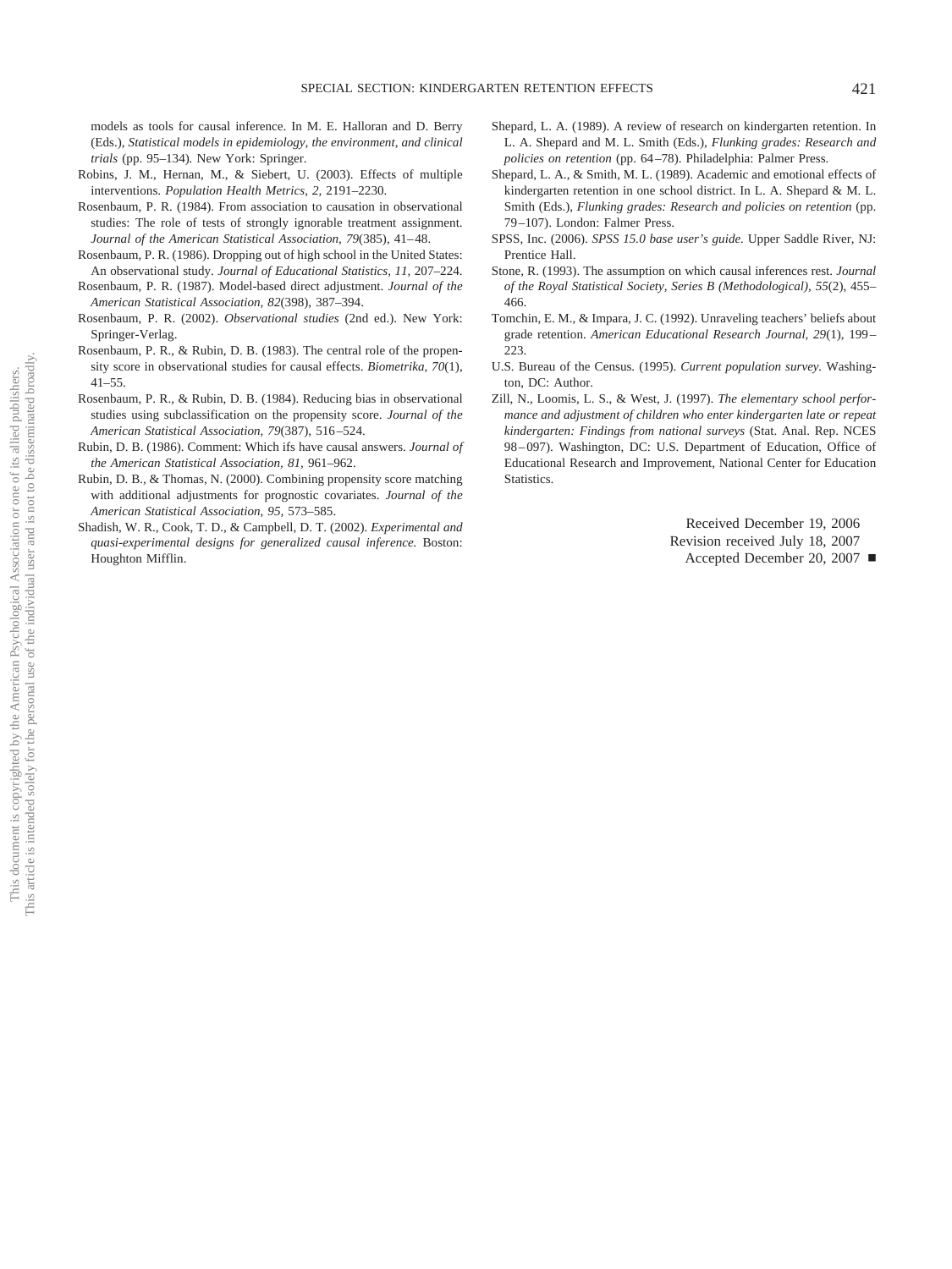models as tools for causal inference. In M. E. Halloran and D. Berry (Eds.), *Statistical models in epidemiology, the environment, and clinical trials* (pp. 95–134). New York: Springer.

Robins, J. M., Hernan, M., & Siebert, U. (2003). Effects of multiple interventions. *Population Health Metrics, 2,* 2191–2230.

Rosenbaum, P. R. (1984). From association to causation in observational studies: The role of tests of strongly ignorable treatment assignment. *Journal of the American Statistical Association, 79*(385), 41–48.

Rosenbaum, P. R. (1986). Dropping out of high school in the United States: An observational study. *Journal of Educational Statistics, 11,* 207–224.

Rosenbaum, P. R. (1987). Model-based direct adjustment. *Journal of the American Statistical Association, 82*(398), 387–394.

Rosenbaum, P. R. (2002). *Observational studies* (2nd ed.). New York: Springer-Verlag.

Rosenbaum, P. R., & Rubin, D. B. (1983). The central role of the propensity score in observational studies for causal effects. *Biometrika, 70*(1), 41–55.

Rosenbaum, P. R., & Rubin, D. B. (1984). Reducing bias in observational studies using subclassification on the propensity score. *Journal of the American Statistical Association, 79*(387), 516–524.

Rubin, D. B. (1986). Comment: Which ifs have causal answers. *Journal of the American Statistical Association, 81,* 961–962.

Rubin, D. B., & Thomas, N. (2000). Combining propensity score matching with additional adjustments for prognostic covariates. *Journal of the American Statistical Association, 95,* 573–585.

Shadish, W. R., Cook, T. D., & Campbell, D. T. (2002). *Experimental and quasi-experimental designs for generalized causal inference.* Boston: Houghton Mifflin.

Shepard, L. A. (1989). A review of research on kindergarten retention. In L. A. Shepard and M. L. Smith (Eds.), *Flunking grades: Research and policies on retention* (pp. 64–78). Philadelphia: Palmer Press.

Shepard, L. A., & Smith, M. L. (1989). Academic and emotional effects of kindergarten retention in one school district. In L. A. Shepard & M. L. Smith (Eds.), *Flunking grades: Research and policies on retention* (pp. 79–107). London: Falmer Press.

SPSS, Inc. (2006). *SPSS 15.0 base user's guide.* Upper Saddle River, NJ: Prentice Hall.

Stone, R. (1993). The assumption on which causal inferences rest. *Journal of the Royal Statistical Society, Series B (Methodological), 55*(2), 455–466.

Tomchin, E. M., & Impara, J. C. (1992). Unraveling teachers' beliefs about grade retention. *American Educational Research Journal, 29*(1), 199–223.

U.S. Bureau of the Census. (1995). *Current population survey.* Washington, DC: Author.

Zill, N., Loomis, L. S., & West, J. (1997). *The elementary school performance and adjustment of children who enter kindergarten late or repeat kindergarten: Findings from national surveys* (Stat. Anal. Rep. NCES 98–097). Washington, DC: U.S. Department of Education, Office of Educational Research and Improvement, National Center for Education Statistics.

Received December 19, 2006  
Revision received July 18, 2007  
Accepted December 20, 2007 ■